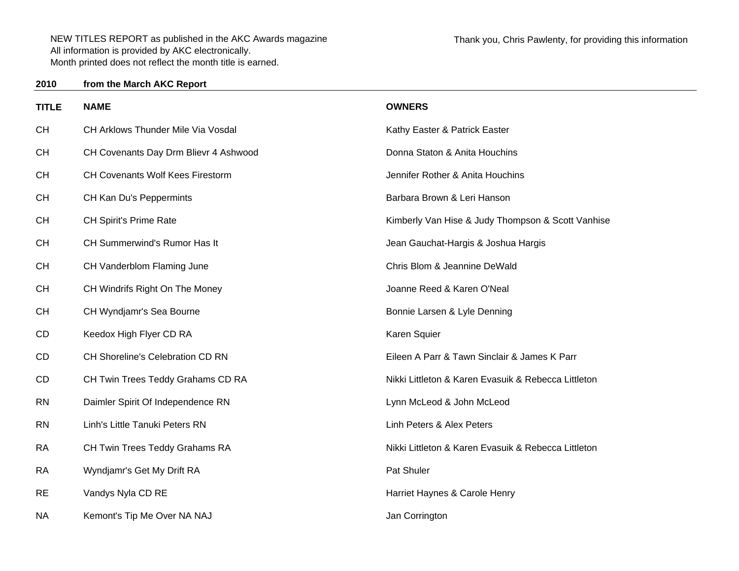NEW TITLES REPORT as published in the AKC Awards magazine
All information is provided by AKC electronically.
Month printed does not reflect the month title is earned.

Thank you, Chris Pawlenty, for providing this information

**2010 from the March AKC Report**

| TITLE | NAME | OWNERS |
|---|---|---|
| CH | CH Arklows Thunder Mile Via Vosdal | Kathy Easter & Patrick Easter |
| CH | CH Covenants Day Drm Blievr 4 Ashwood | Donna Staton & Anita Houchins |
| CH | CH Covenants Wolf Kees Firestorm | Jennifer Rother & Anita Houchins |
| CH | CH Kan Du's Peppermints | Barbara Brown & Leri Hanson |
| CH | CH Spirit's Prime Rate | Kimberly Van Hise & Judy Thompson & Scott Vanhise |
| CH | CH Summerwind's Rumor Has It | Jean Gauchat-Hargis & Joshua Hargis |
| CH | CH Vanderblom Flaming June | Chris Blom & Jeannine DeWald |
| CH | CH Windrifs Right On The Money | Joanne Reed & Karen O'Neal |
| CH | CH Wyndjamr's Sea Bourne | Bonnie Larsen & Lyle Denning |
| CD | Keedox High Flyer CD RA | Karen Squier |
| CD | CH Shoreline's Celebration CD RN | Eileen A Parr & Tawn Sinclair & James K Parr |
| CD | CH Twin Trees Teddy Grahams CD RA | Nikki Littleton & Karen Evasuik & Rebecca Littleton |
| RN | Daimler Spirit Of Independence RN | Lynn McLeod & John McLeod |
| RN | Linh's Little Tanuki Peters RN | Linh Peters & Alex Peters |
| RA | CH Twin Trees Teddy Grahams RA | Nikki Littleton & Karen Evasuik & Rebecca Littleton |
| RA | Wyndjamr's Get My Drift RA | Pat Shuler |
| RE | Vandys Nyla CD RE | Harriet Haynes & Carole Henry |
| NA | Kemont's Tip Me Over NA NAJ | Jan Corrington |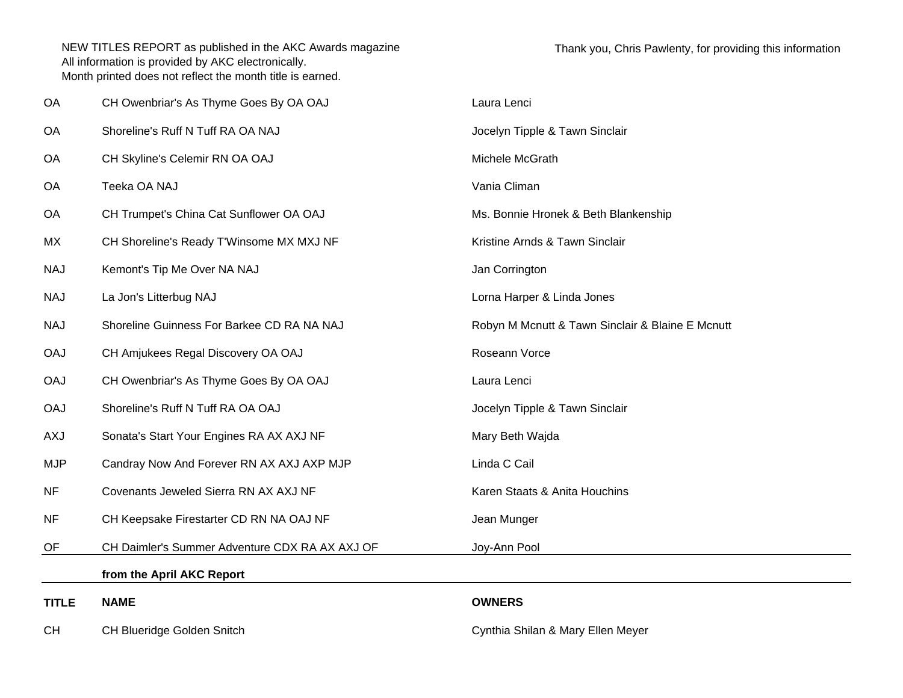NEW TITLES REPORT as published in the AKC Awards magazine
All information is provided by AKC electronically.
Month printed does not reflect the month title is earned.

Thank you, Chris Pawlenty, for providing this information

| | | |
|---|---|---|
| OA | CH Owenbriar's As Thyme Goes By OA OAJ | Laura Lenci |
| OA | Shoreline's Ruff N Tuff RA OA NAJ | Jocelyn Tipple & Tawn Sinclair |
| OA | CH Skyline's Celemir RN OA OAJ | Michele McGrath |
| OA | Teeka OA NAJ | Vania Climan |
| OA | CH Trumpet's China Cat Sunflower OA OAJ | Ms. Bonnie Hronek & Beth Blankenship |
| MX | CH Shoreline's Ready T'Winsome MX MXJ NF | Kristine Arnds & Tawn Sinclair |
| NAJ | Kemont's Tip Me Over NA NAJ | Jan Corrington |
| NAJ | La Jon's Litterbug NAJ | Lorna Harper & Linda Jones |
| NAJ | Shoreline Guinness For Barkee CD RA NA NAJ | Robyn M Mcnutt & Tawn Sinclair & Blaine E Mcnutt |
| OAJ | CH Amjukees Regal Discovery OA OAJ | Roseann Vorce |
| OAJ | CH Owenbriar's As Thyme Goes By OA OAJ | Laura Lenci |
| OAJ | Shoreline's Ruff N Tuff RA OA OAJ | Jocelyn Tipple & Tawn Sinclair |
| AXJ | Sonata's Start Your Engines RA AX AXJ NF | Mary Beth Wajda |
| MJP | Candray Now And Forever RN AX AXJ AXP MJP | Linda C Cail |
| NF | Covenants Jeweled Sierra RN AX AXJ NF | Karen Staats & Anita Houchins |
| NF | CH Keepsake Firestarter CD RN NA OAJ NF | Jean Munger |
| OF | CH Daimler's Summer Adventure CDX RA AX AXJ OF | Joy-Ann Pool |

**from the April AKC Report**

| **TITLE** | **NAME** | **OWNERS** |
|---|---|---|
| CH | CH Blueridge Golden Snitch | Cynthia Shilan & Mary Ellen Meyer |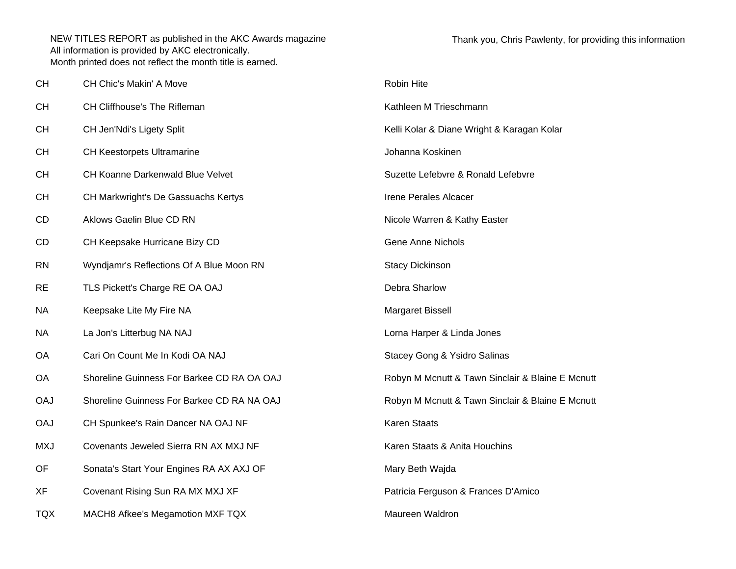NEW TITLES REPORT as published in the AKC Awards magazine
All information is provided by AKC electronically.
Month printed does not reflect the month title is earned.

Thank you, Chris Pawlenty, for providing this information

| | | |
|---|---|---|
| CH | CH Chic's Makin' A Move | Robin Hite |
| CH | CH Cliffhouse's The Rifleman | Kathleen M Trieschmann |
| CH | CH Jen'Ndi's Ligety Split | Kelli Kolar & Diane Wright & Karagan Kolar |
| CH | CH Keestorpets Ultramarine | Johanna Koskinen |
| CH | CH Koanne Darkenwald Blue Velvet | Suzette Lefebvre & Ronald Lefebvre |
| CH | CH Markwright's De Gassuachs Kertys | Irene Perales Alcacer |
| CD | Aklows Gaelin Blue CD RN | Nicole Warren & Kathy Easter |
| CD | CH Keepsake Hurricane Bizy CD | Gene Anne Nichols |
| RN | Wyndjamr's Reflections Of A Blue Moon RN | Stacy Dickinson |
| RE | TLS Pickett's Charge RE OA OAJ | Debra Sharlow |
| NA | Keepsake Lite My Fire NA | Margaret Bissell |
| NA | La Jon's Litterbug NA NAJ | Lorna Harper & Linda Jones |
| OA | Cari On Count Me In Kodi OA NAJ | Stacey Gong & Ysidro Salinas |
| OA | Shoreline Guinness For Barkee CD RA OA OAJ | Robyn M Mcnutt & Tawn Sinclair & Blaine E Mcnutt |
| OAJ | Shoreline Guinness For Barkee CD RA NA OAJ | Robyn M Mcnutt & Tawn Sinclair & Blaine E Mcnutt |
| OAJ | CH Spunkee's Rain Dancer NA OAJ NF | Karen Staats |
| MXJ | Covenants Jeweled Sierra RN AX MXJ NF | Karen Staats & Anita Houchins |
| OF | Sonata's Start Your Engines RA AX AXJ OF | Mary Beth Wajda |
| XF | Covenant Rising Sun RA MX MXJ XF | Patricia Ferguson & Frances D'Amico |
| TQX | MACH8 Afkee's Megamotion MXF TQX | Maureen Waldron |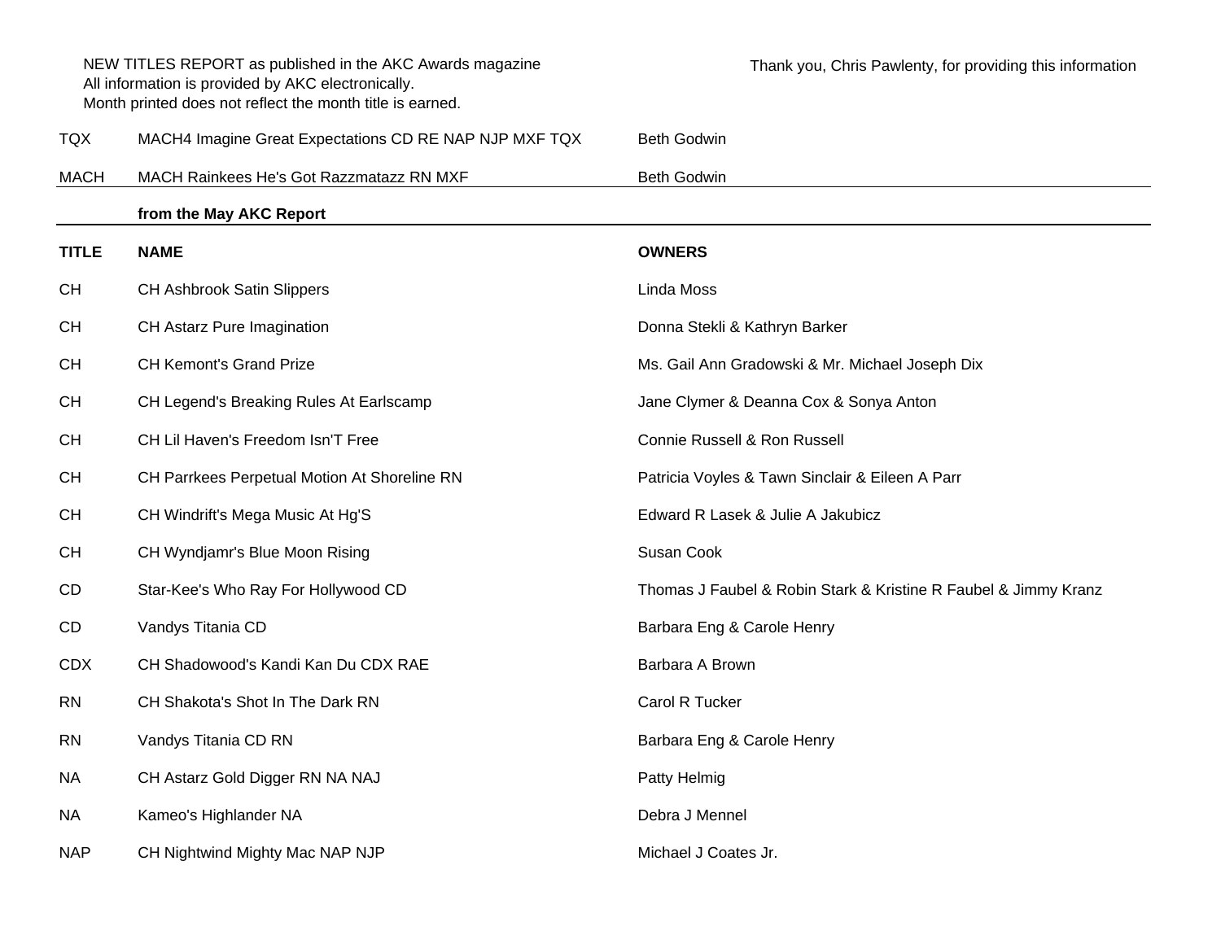NEW TITLES REPORT as published in the AKC Awards magazine
All information is provided by AKC electronically.
Month printed does not reflect the month title is earned.

Thank you, Chris Pawlenty, for providing this information

| | | |
|---|---|---|
| TQX | MACH4 Imagine Great Expectations CD RE NAP NJP MXF TQX | Beth Godwin |
| MACH | MACH Rainkees He's Got Razzmatazz RN MXF | Beth Godwin |

**from the May AKC Report**

| TITLE | NAME | OWNERS |
|---|---|---|
| CH | CH Ashbrook Satin Slippers | Linda Moss |
| CH | CH Astarz Pure Imagination | Donna Stekli & Kathryn Barker |
| CH | CH Kemont's Grand Prize | Ms. Gail Ann Gradowski & Mr. Michael Joseph Dix |
| CH | CH Legend's Breaking Rules At Earlscamp | Jane Clymer & Deanna Cox & Sonya Anton |
| CH | CH Lil Haven's Freedom Isn'T Free | Connie Russell & Ron Russell |
| CH | CH Parrkees Perpetual Motion At Shoreline RN | Patricia Voyles & Tawn Sinclair & Eileen A Parr |
| CH | CH Windrift's Mega Music At Hg'S | Edward R Lasek & Julie A Jakubicz |
| CH | CH Wyndjamr's Blue Moon Rising | Susan Cook |
| CD | Star-Kee's Who Ray For Hollywood CD | Thomas J Faubel & Robin Stark & Kristine R Faubel & Jimmy Kranz |
| CD | Vandys Titania CD | Barbara Eng & Carole Henry |
| CDX | CH Shadowood's Kandi Kan Du CDX RAE | Barbara A Brown |
| RN | CH Shakota's Shot In The Dark RN | Carol R Tucker |
| RN | Vandys Titania CD RN | Barbara Eng & Carole Henry |
| NA | CH Astarz Gold Digger RN NA NAJ | Patty Helmig |
| NA | Kameo's Highlander NA | Debra J Mennel |
| NAP | CH Nightwind Mighty Mac NAP NJP | Michael J Coates Jr. |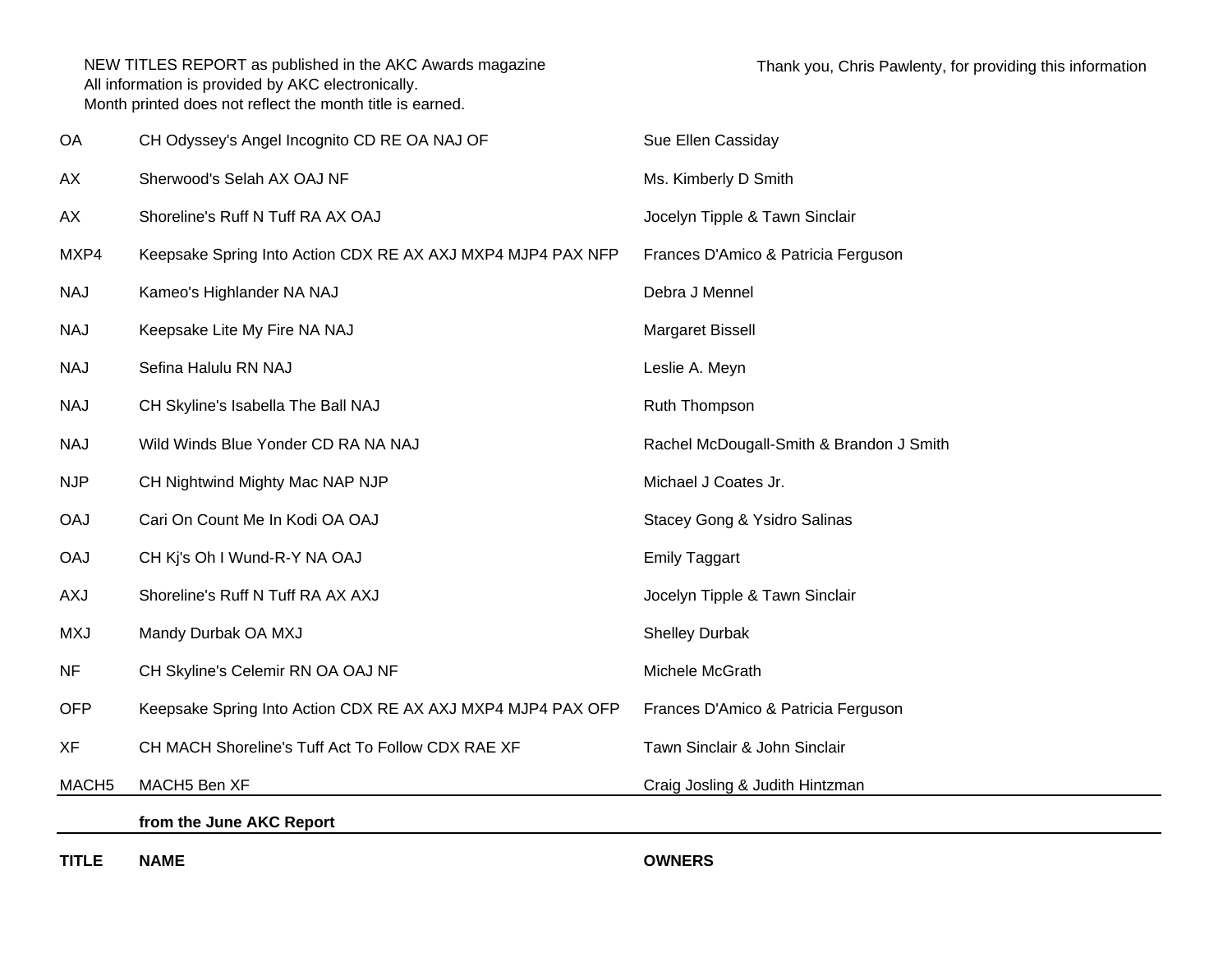NEW TITLES REPORT as published in the AKC Awards magazine
All information is provided by AKC electronically.
Month printed does not reflect the month title is earned.

Thank you, Chris Pawlenty, for providing this information

| TITLE | NAME | OWNERS |
|---|---|---|
| | **from the June AKC Report** | |
| MACH5 | MACH5 Ben XF | Craig Josling & Judith Hintzman |
| XF | CH MACH Shoreline's Tuff Act To Follow CDX RAE XF | Tawn Sinclair & John Sinclair |
| OFP | Keepsake Spring Into Action CDX RE AX AXJ MXP4 MJP4 PAX OFP | Frances D'Amico & Patricia Ferguson |
| NF | CH Skyline's Celemir RN OA OAJ NF | Michele McGrath |
| MXJ | Mandy Durbak OA MXJ | Shelley Durbak |
| AXJ | Shoreline's Ruff N Tuff RA AX AXJ | Jocelyn Tipple & Tawn Sinclair |
| OAJ | CH Kj's Oh I Wund-R-Y NA OAJ | Emily Taggart |
| OAJ | Cari On Count Me In Kodi OA OAJ | Stacey Gong & Ysidro Salinas |
| NJP | CH Nightwind Mighty Mac NAP NJP | Michael J Coates Jr. |
| NAJ | Wild Winds Blue Yonder CD RA NA NAJ | Rachel McDougall-Smith & Brandon J Smith |
| NAJ | CH Skyline's Isabella The Ball NAJ | Ruth Thompson |
| NAJ | Sefina Halulu RN NAJ | Leslie A. Meyn |
| NAJ | Keepsake Lite My Fire NA NAJ | Margaret Bissell |
| NAJ | Kameo's Highlander NA NAJ | Debra J Mennel |
| MXP4 | Keepsake Spring Into Action CDX RE AX AXJ MXP4 MJP4 PAX NFP | Frances D'Amico & Patricia Ferguson |
| AX | Shoreline's Ruff N Tuff RA AX OAJ | Jocelyn Tipple & Tawn Sinclair |
| AX | Sherwood's Selah AX OAJ NF | Ms. Kimberly D Smith |
| OA | CH Odyssey's Angel Incognito CD RE OA NAJ OF | Sue Ellen Cassiday |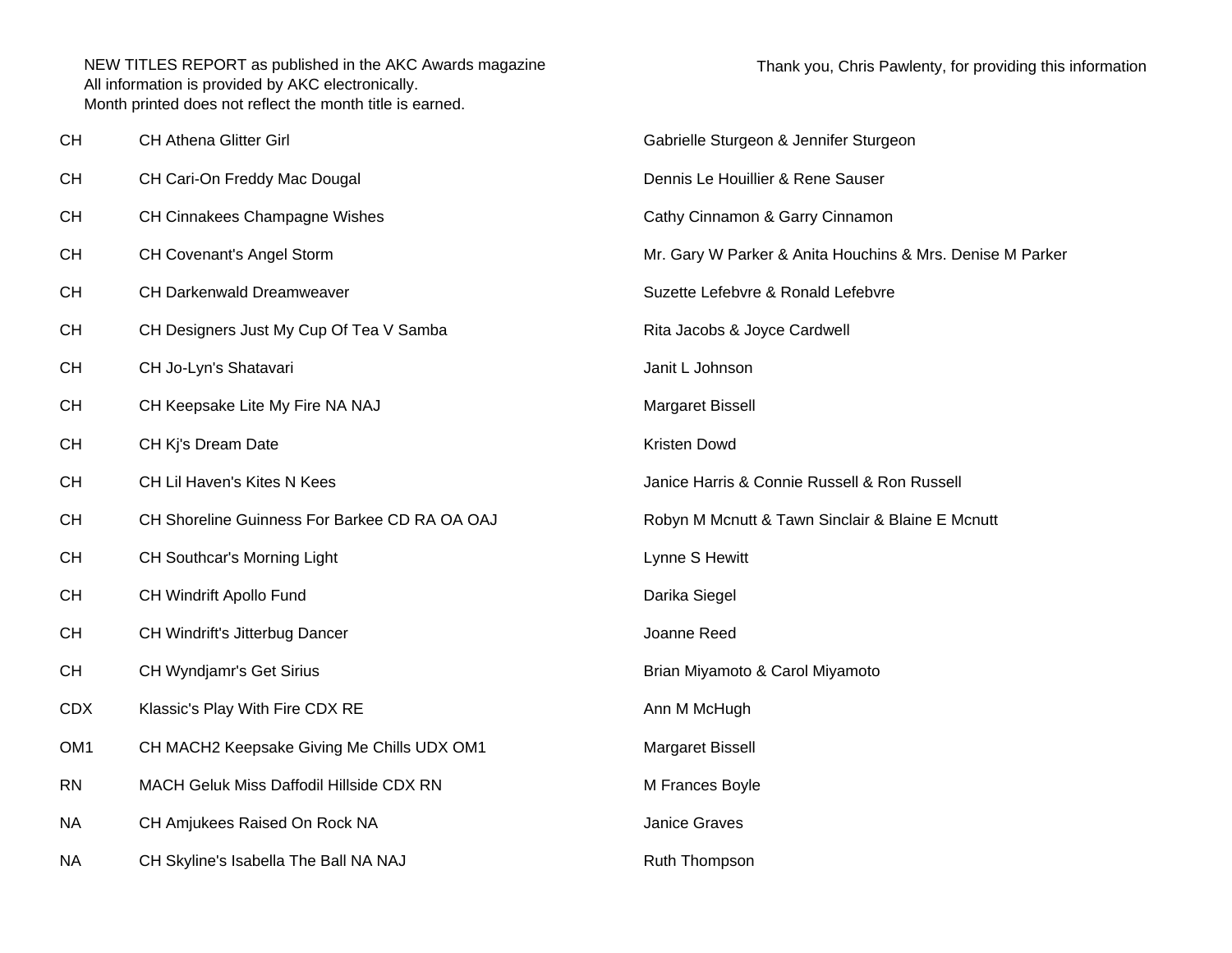NEW TITLES REPORT as published in the AKC Awards magazine
All information is provided by AKC electronically.
Month printed does not reflect the month title is earned.

Thank you, Chris Pawlenty, for providing this information

| | | |
|---|---|---|
| CH | CH Athena Glitter Girl | Gabrielle Sturgeon & Jennifer Sturgeon |
| CH | CH Cari-On Freddy Mac Dougal | Dennis Le Houillier & Rene Sauser |
| CH | CH Cinnakees Champagne Wishes | Cathy Cinnamon & Garry Cinnamon |
| CH | CH Covenant's Angel Storm | Mr. Gary W Parker & Anita Houchins & Mrs. Denise M Parker |
| CH | CH Darkenwald Dreamweaver | Suzette Lefebvre & Ronald Lefebvre |
| CH | CH Designers Just My Cup Of Tea V Samba | Rita Jacobs & Joyce Cardwell |
| CH | CH Jo-Lyn's Shatavari | Janit L Johnson |
| CH | CH Keepsake Lite My Fire NA NAJ | Margaret Bissell |
| CH | CH Kj's Dream Date | Kristen Dowd |
| CH | CH Lil Haven's Kites N Kees | Janice Harris & Connie Russell & Ron Russell |
| CH | CH Shoreline Guinness For Barkee CD RA OA OAJ | Robyn M Mcnutt & Tawn Sinclair & Blaine E Mcnutt |
| CH | CH Southcar's Morning Light | Lynne S Hewitt |
| CH | CH Windrift Apollo Fund | Darika Siegel |
| CH | CH Windrift's Jitterbug Dancer | Joanne Reed |
| CH | CH Wyndjamr's Get Sirius | Brian Miyamoto & Carol Miyamoto |
| CDX | Klassic's Play With Fire CDX RE | Ann M McHugh |
| OM1 | CH MACH2 Keepsake Giving Me Chills UDX OM1 | Margaret Bissell |
| RN | MACH Geluk Miss Daffodil Hillside CDX RN | M Frances Boyle |
| NA | CH Amjukees Raised On Rock NA | Janice Graves |
| NA | CH Skyline's Isabella The Ball NA NAJ | Ruth Thompson |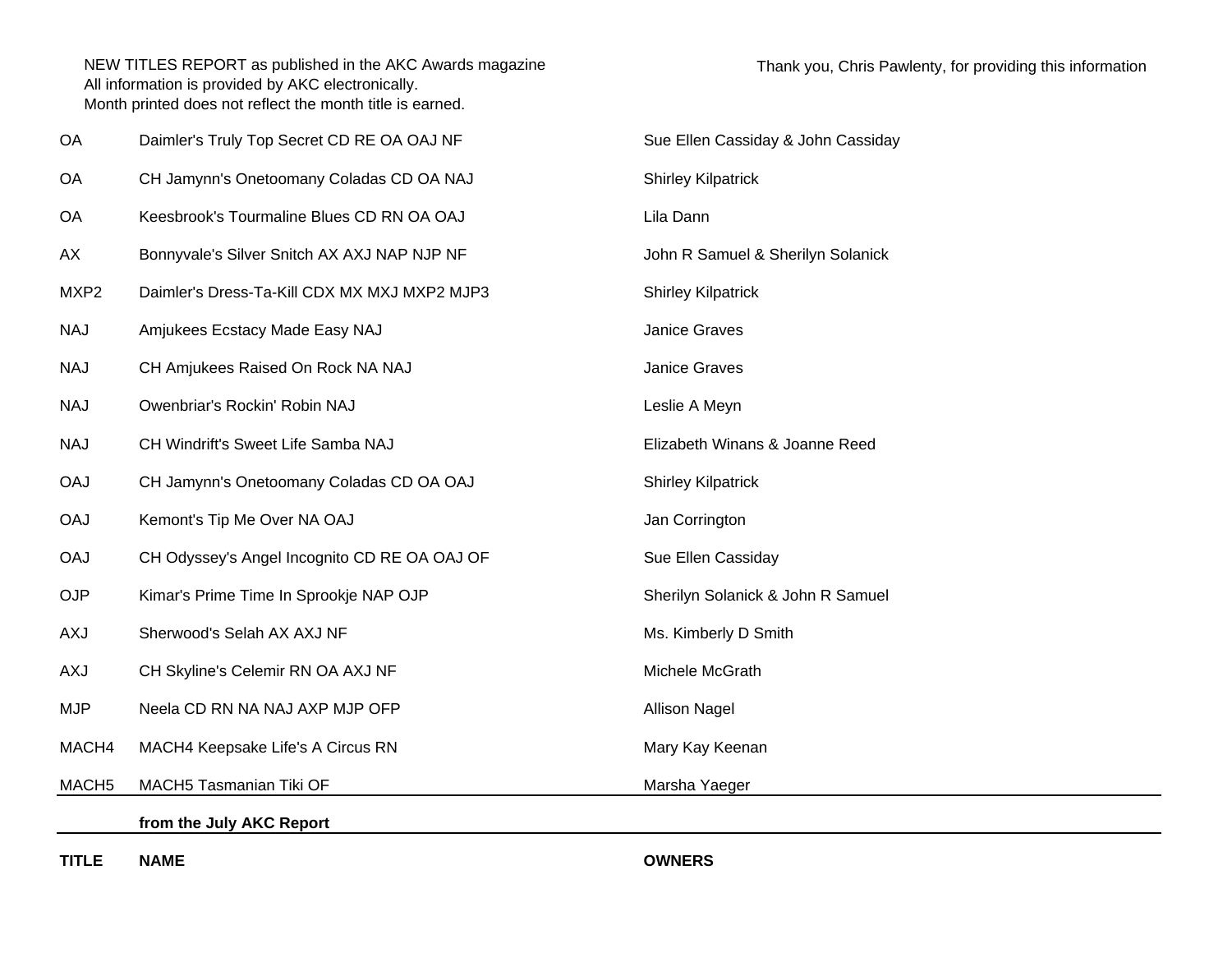NEW TITLES REPORT as published in the AKC Awards magazine
All information is provided by AKC electronically.
Month printed does not reflect the month title is earned.

Thank you, Chris Pawlenty, for providing this information

| TITLE | NAME | OWNERS |
|---|---|---|
| | **from the July AKC Report** | |
| OA | Daimler's Truly Top Secret CD RE OA OAJ NF | Sue Ellen Cassiday & John Cassiday |
| OA | CH Jamynn's Onetoomany Coladas CD OA NAJ | Shirley Kilpatrick |
| OA | Keesbrook's Tourmaline Blues CD RN OA OAJ | Lila Dann |
| AX | Bonnyvale's Silver Snitch AX AXJ NAP NJP NF | John R Samuel & Sherilyn Solanick |
| MXP2 | Daimler's Dress-Ta-Kill CDX MX MXJ MXP2 MJP3 | Shirley Kilpatrick |
| NAJ | Amjukees Ecstacy Made Easy NAJ | Janice Graves |
| NAJ | CH Amjukees Raised On Rock NA NAJ | Janice Graves |
| NAJ | Owenbriar's Rockin' Robin NAJ | Leslie A Meyn |
| NAJ | CH Windrift's Sweet Life Samba NAJ | Elizabeth Winans & Joanne Reed |
| OAJ | CH Jamynn's Onetoomany Coladas CD OA OAJ | Shirley Kilpatrick |
| OAJ | Kemont's Tip Me Over NA OAJ | Jan Corrington |
| OAJ | CH Odyssey's Angel Incognito CD RE OA OAJ OF | Sue Ellen Cassiday |
| OJP | Kimar's Prime Time In Sprookje NAP OJP | Sherilyn Solanick & John R Samuel |
| AXJ | Sherwood's Selah AX AXJ NF | Ms. Kimberly D Smith |
| AXJ | CH Skyline's Celemir RN OA AXJ NF | Michele McGrath |
| MJP | Neela CD RN NA NAJ AXP MJP OFP | Allison Nagel |
| MACH4 | MACH4 Keepsake Life's A Circus RN | Mary Kay Keenan |
| MACH5 | MACH5 Tasmanian Tiki OF | Marsha Yaeger |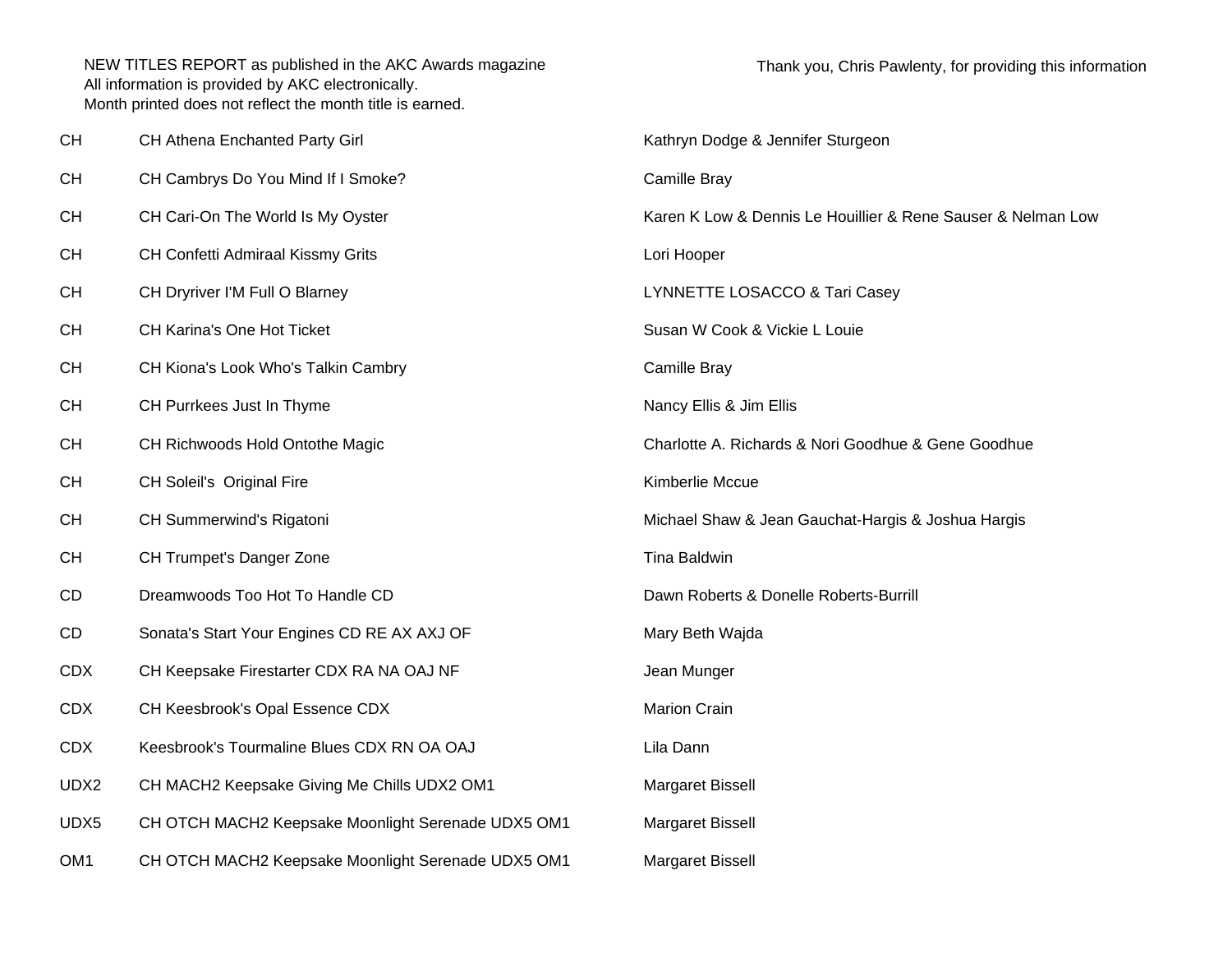NEW TITLES REPORT as published in the AKC Awards magazine
All information is provided by AKC electronically.
Month printed does not reflect the month title is earned.

Thank you, Chris Pawlenty, for providing this information

| | | |
|---|---|---|
| CH | CH Athena Enchanted Party Girl | Kathryn Dodge & Jennifer Sturgeon |
| CH | CH Cambrys Do You Mind If I Smoke? | Camille Bray |
| CH | CH Cari-On The World Is My Oyster | Karen K Low & Dennis Le Houillier & Rene Sauser & Nelman Low |
| CH | CH Confetti Admiraal Kissmy Grits | Lori Hooper |
| CH | CH Dryriver I'M Full O Blarney | LYNNETTE LOSACCO & Tari Casey |
| CH | CH Karina's One Hot Ticket | Susan W Cook & Vickie L Louie |
| CH | CH Kiona's Look Who's Talkin Cambry | Camille Bray |
| CH | CH Purrkees Just In Thyme | Nancy Ellis & Jim Ellis |
| CH | CH Richwoods Hold Ontothe Magic | Charlotte A. Richards & Nori Goodhue & Gene Goodhue |
| CH | CH Soleil's  Original Fire | Kimberlie Mccue |
| CH | CH Summerwind's Rigatoni | Michael Shaw & Jean Gauchat-Hargis & Joshua Hargis |
| CH | CH Trumpet's Danger Zone | Tina Baldwin |
| CD | Dreamwoods Too Hot To Handle CD | Dawn Roberts & Donelle Roberts-Burrill |
| CD | Sonata's Start Your Engines CD RE AX AXJ OF | Mary Beth Wajda |
| CDX | CH Keepsake Firestarter CDX RA NA OAJ NF | Jean Munger |
| CDX | CH Keesbrook's Opal Essence CDX | Marion Crain |
| CDX | Keesbrook's Tourmaline Blues CDX RN OA OAJ | Lila Dann |
| UDX2 | CH MACH2 Keepsake Giving Me Chills UDX2 OM1 | Margaret Bissell |
| UDX5 | CH OTCH MACH2 Keepsake Moonlight Serenade UDX5 OM1 | Margaret Bissell |
| OM1 | CH OTCH MACH2 Keepsake Moonlight Serenade UDX5 OM1 | Margaret Bissell |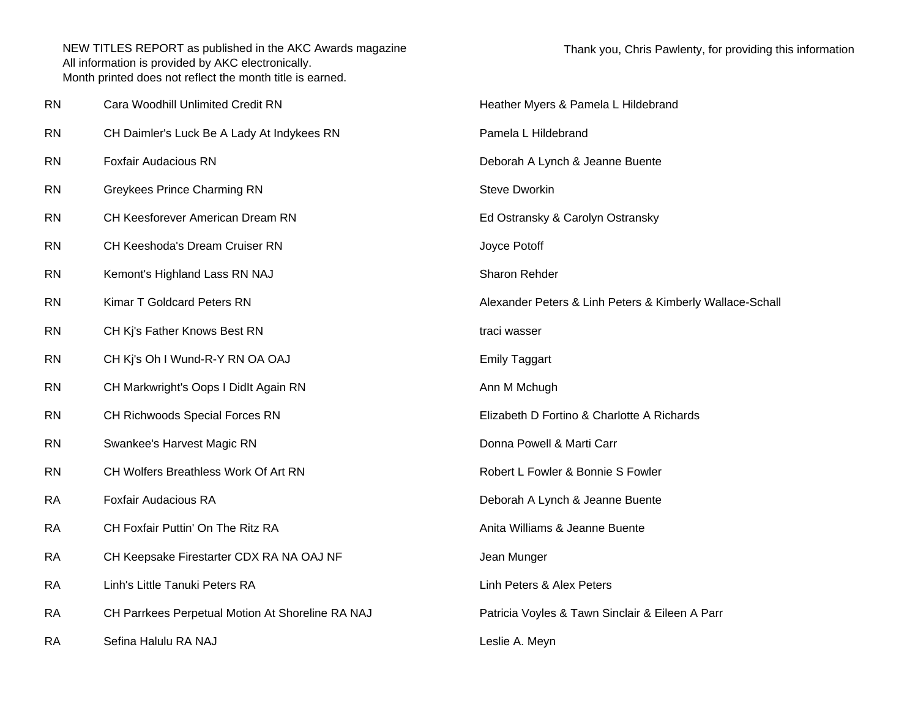NEW TITLES REPORT as published in the AKC Awards magazine
All information is provided by AKC electronically.
Month printed does not reflect the month title is earned.

Thank you, Chris Pawlenty, for providing this information

| | | |
|---|---|---|
| RN | Cara Woodhill Unlimited Credit RN | Heather Myers & Pamela L Hildebrand |
| RN | CH Daimler's Luck Be A Lady At Indykees RN | Pamela L Hildebrand |
| RN | Foxfair Audacious RN | Deborah A Lynch & Jeanne Buente |
| RN | Greykees Prince Charming RN | Steve Dworkin |
| RN | CH Keesforever American Dream RN | Ed Ostransky & Carolyn Ostransky |
| RN | CH Keeshoda's Dream Cruiser RN | Joyce Potoff |
| RN | Kemont's Highland Lass RN NAJ | Sharon Rehder |
| RN | Kimar T Goldcard Peters RN | Alexander Peters & Linh Peters & Kimberly Wallace-Schall |
| RN | CH Kj's Father Knows Best RN | traci wasser |
| RN | CH Kj's Oh I Wund-R-Y RN OA OAJ | Emily Taggart |
| RN | CH Markwright's Oops I DidIt Again RN | Ann M Mchugh |
| RN | CH Richwoods Special Forces RN | Elizabeth D Fortino & Charlotte A Richards |
| RN | Swankee's Harvest Magic RN | Donna Powell & Marti Carr |
| RN | CH Wolfers Breathless Work Of Art RN | Robert L Fowler & Bonnie S Fowler |
| RA | Foxfair Audacious RA | Deborah A Lynch & Jeanne Buente |
| RA | CH Foxfair Puttin' On The Ritz RA | Anita Williams & Jeanne Buente |
| RA | CH Keepsake Firestarter CDX RA NA OAJ NF | Jean Munger |
| RA | Linh's Little Tanuki Peters RA | Linh Peters & Alex Peters |
| RA | CH Parrkees Perpetual Motion At Shoreline RA NAJ | Patricia Voyles & Tawn Sinclair & Eileen A Parr |
| RA | Sefina Halulu RA NAJ | Leslie A. Meyn |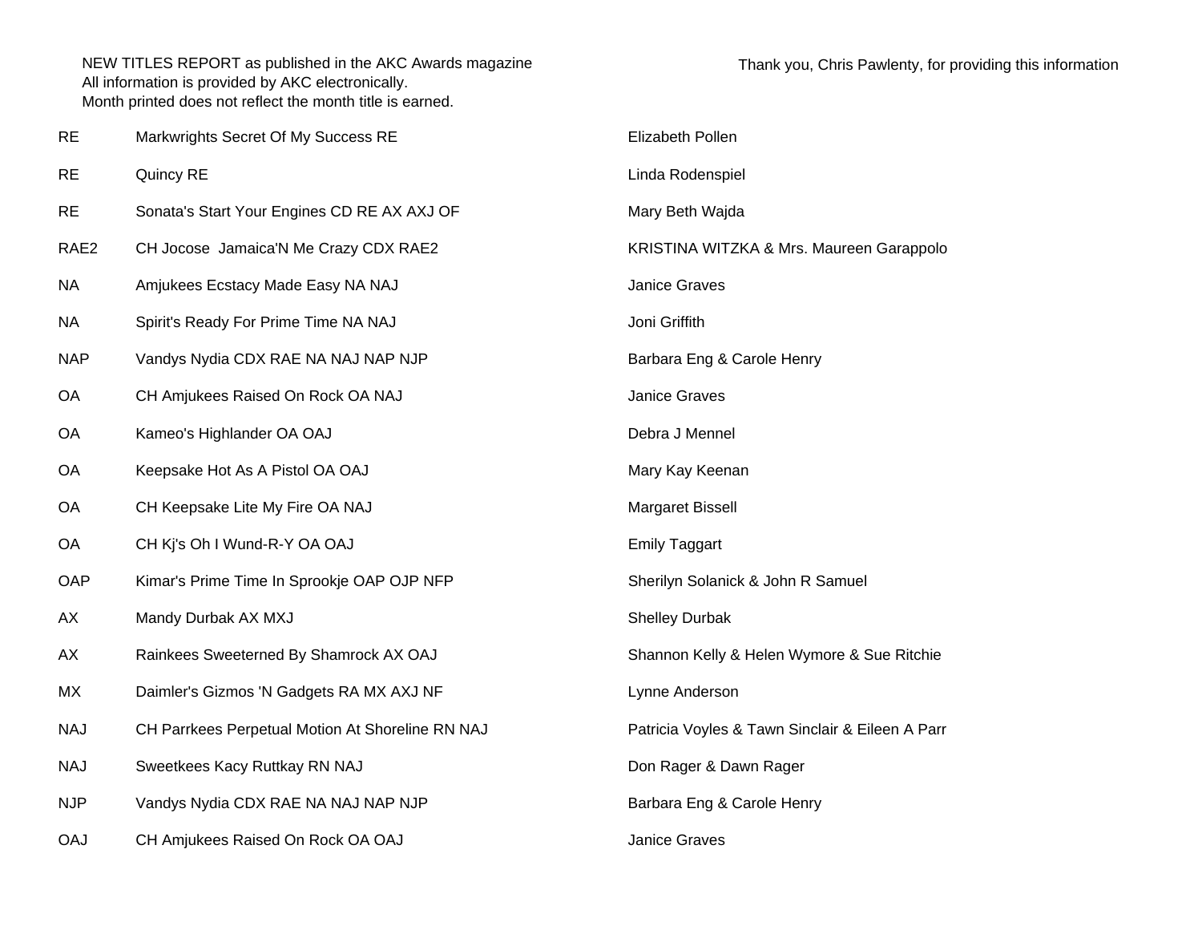NEW TITLES REPORT as published in the AKC Awards magazine
All information is provided by AKC electronically.
Month printed does not reflect the month title is earned.

Thank you, Chris Pawlenty, for providing this information

| | | |
|---|---|---|
| RE | Markwrights Secret Of My Success RE | Elizabeth Pollen |
| RE | Quincy RE | Linda Rodenspiel |
| RE | Sonata's Start Your Engines CD RE AX AXJ OF | Mary Beth Wajda |
| RAE2 | CH Jocose  Jamaica'N Me Crazy CDX RAE2 | KRISTINA WITZKA & Mrs. Maureen Garappolo |
| NA | Amjukees Ecstacy Made Easy NA NAJ | Janice Graves |
| NA | Spirit's Ready For Prime Time NA NAJ | Joni Griffith |
| NAP | Vandys Nydia CDX RAE NA NAJ NAP NJP | Barbara Eng & Carole Henry |
| OA | CH Amjukees Raised On Rock OA NAJ | Janice Graves |
| OA | Kameo's Highlander OA OAJ | Debra J Mennel |
| OA | Keepsake Hot As A Pistol OA OAJ | Mary Kay Keenan |
| OA | CH Keepsake Lite My Fire OA NAJ | Margaret Bissell |
| OA | CH Kj's Oh I Wund-R-Y OA OAJ | Emily Taggart |
| OAP | Kimar's Prime Time In Sprookje OAP OJP NFP | Sherilyn Solanick & John R Samuel |
| AX | Mandy Durbak AX MXJ | Shelley Durbak |
| AX | Rainkees Sweeterned By Shamrock AX OAJ | Shannon Kelly & Helen Wymore & Sue Ritchie |
| MX | Daimler's Gizmos 'N Gadgets RA MX AXJ NF | Lynne Anderson |
| NAJ | CH Parrkees Perpetual Motion At Shoreline RN NAJ | Patricia Voyles & Tawn Sinclair & Eileen A Parr |
| NAJ | Sweetkees Kacy Ruttkay RN NAJ | Don Rager & Dawn Rager |
| NJP | Vandys Nydia CDX RAE NA NAJ NAP NJP | Barbara Eng & Carole Henry |
| OAJ | CH Amjukees Raised On Rock OA OAJ | Janice Graves |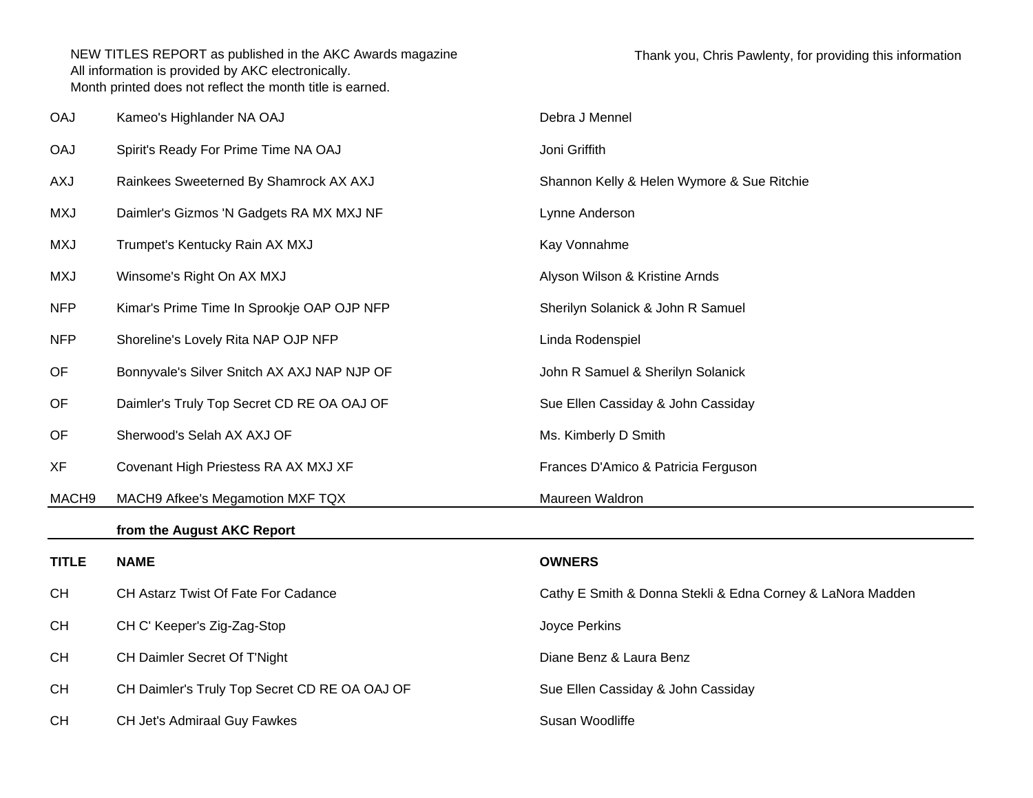NEW TITLES REPORT as published in the AKC Awards magazine
All information is provided by AKC electronically.
Month printed does not reflect the month title is earned.

Thank you, Chris Pawlenty, for providing this information

| | | |
|---|---|---|
| OAJ | Kameo's Highlander NA OAJ | Debra J Mennel |
| OAJ | Spirit's Ready For Prime Time NA OAJ | Joni Griffith |
| AXJ | Rainkees Sweeterned By Shamrock AX AXJ | Shannon Kelly & Helen Wymore & Sue Ritchie |
| MXJ | Daimler's Gizmos 'N Gadgets RA MX MXJ NF | Lynne Anderson |
| MXJ | Trumpet's Kentucky Rain AX MXJ | Kay Vonnahme |
| MXJ | Winsome's Right On AX MXJ | Alyson Wilson & Kristine Arnds |
| NFP | Kimar's Prime Time In Sprookje OAP OJP NFP | Sherilyn Solanick & John R Samuel |
| NFP | Shoreline's Lovely Rita NAP OJP NFP | Linda Rodenspiel |
| OF | Bonnyvale's Silver Snitch AX AXJ NAP NJP OF | John R Samuel & Sherilyn Solanick |
| OF | Daimler's Truly Top Secret CD RE OA OAJ OF | Sue Ellen Cassiday & John Cassiday |
| OF | Sherwood's Selah AX AXJ OF | Ms. Kimberly D Smith |
| XF | Covenant High Priestess RA AX MXJ XF | Frances D'Amico & Patricia Ferguson |
| MACH9 | MACH9 Afkee's Megamotion MXF TQX | Maureen Waldron |

**from the August AKC Report**

| TITLE | NAME | OWNERS |
|---|---|---|
| CH | CH Astarz Twist Of Fate For Cadance | Cathy E Smith & Donna Stekli & Edna Corney & LaNora Madden |
| CH | CH C' Keeper's Zig-Zag-Stop | Joyce Perkins |
| CH | CH Daimler Secret Of T'Night | Diane Benz & Laura Benz |
| CH | CH Daimler's Truly Top Secret CD RE OA OAJ OF | Sue Ellen Cassiday & John Cassiday |
| CH | CH Jet's Admiraal Guy Fawkes | Susan Woodliffe |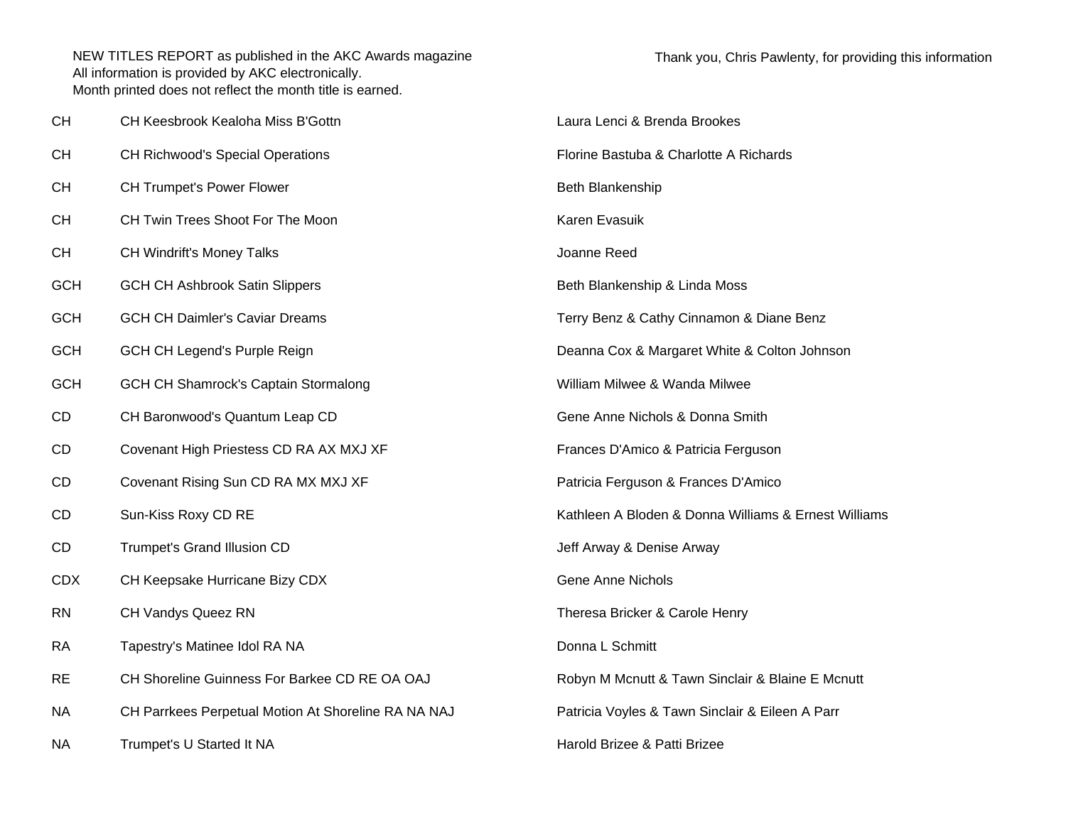NEW TITLES REPORT as published in the AKC Awards magazine
All information is provided by AKC electronically.
Month printed does not reflect the month title is earned.

Thank you, Chris Pawlenty, for providing this information

| | | |
|---|---|---|
| CH | CH Keesbrook Kealoha Miss B'Gottn | Laura Lenci & Brenda Brookes |
| CH | CH Richwood's Special Operations | Florine Bastuba & Charlotte A Richards |
| CH | CH Trumpet's Power Flower | Beth Blankenship |
| CH | CH Twin Trees Shoot For The Moon | Karen Evasuik |
| CH | CH Windrift's Money Talks | Joanne Reed |
| GCH | GCH CH Ashbrook Satin Slippers | Beth Blankenship & Linda Moss |
| GCH | GCH CH Daimler's Caviar Dreams | Terry Benz & Cathy Cinnamon & Diane Benz |
| GCH | GCH CH Legend's Purple Reign | Deanna Cox & Margaret White & Colton Johnson |
| GCH | GCH CH Shamrock's Captain Stormalong | William Milwee & Wanda Milwee |
| CD | CH Baronwood's Quantum Leap CD | Gene Anne Nichols & Donna Smith |
| CD | Covenant High Priestess CD RA AX MXJ XF | Frances D'Amico & Patricia Ferguson |
| CD | Covenant Rising Sun CD RA MX MXJ XF | Patricia Ferguson & Frances D'Amico |
| CD | Sun-Kiss Roxy CD RE | Kathleen A Bloden & Donna Williams & Ernest Williams |
| CD | Trumpet's Grand Illusion CD | Jeff Arway & Denise Arway |
| CDX | CH Keepsake Hurricane Bizy CDX | Gene Anne Nichols |
| RN | CH Vandys Queez RN | Theresa Bricker & Carole Henry |
| RA | Tapestry's Matinee Idol RA NA | Donna L Schmitt |
| RE | CH Shoreline Guinness For Barkee CD RE OA OAJ | Robyn M Mcnutt & Tawn Sinclair & Blaine E Mcnutt |
| NA | CH Parrkees Perpetual Motion At Shoreline RA NA NAJ | Patricia Voyles & Tawn Sinclair & Eileen A Parr |
| NA | Trumpet's U Started It NA | Harold Brizee & Patti Brizee |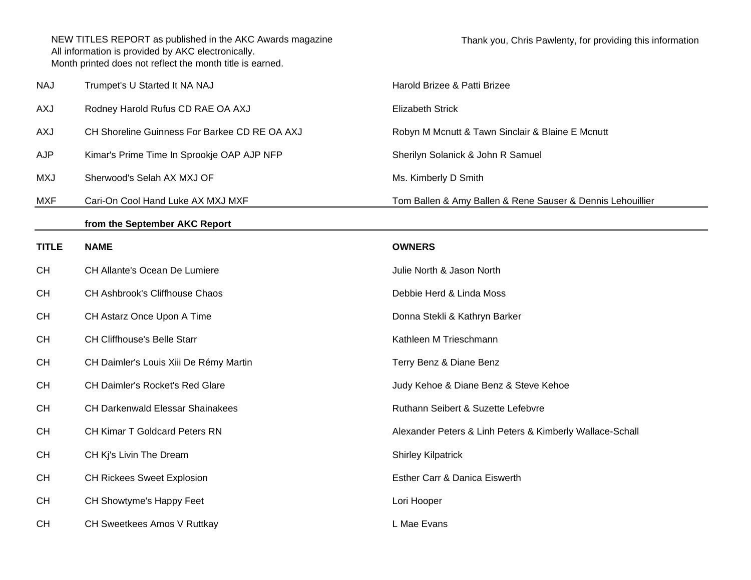NEW TITLES REPORT as published in the AKC Awards magazine
All information is provided by AKC electronically.
Month printed does not reflect the month title is earned.

Thank you, Chris Pawlenty, for providing this information

| | | |
|---|---|---|
| NAJ | Trumpet's U Started It NA NAJ | Harold Brizee & Patti Brizee |
| AXJ | Rodney Harold Rufus CD RAE OA AXJ | Elizabeth Strick |
| AXJ | CH Shoreline Guinness For Barkee CD RE OA AXJ | Robyn M Mcnutt & Tawn Sinclair & Blaine E Mcnutt |
| AJP | Kimar's Prime Time In Sprookje OAP AJP NFP | Sherilyn Solanick & John R Samuel |
| MXJ | Sherwood's Selah AX MXJ OF | Ms. Kimberly D Smith |
| MXF | Cari-On Cool Hand Luke AX MXJ MXF | Tom Ballen & Amy Ballen & Rene Sauser & Dennis Lehouillier |

**from the September AKC Report**

| TITLE | NAME | OWNERS |
|---|---|---|
| CH | CH Allante's Ocean De Lumiere | Julie North & Jason North |
| CH | CH Ashbrook's Cliffhouse Chaos | Debbie Herd & Linda Moss |
| CH | CH Astarz Once Upon A Time | Donna Stekli & Kathryn Barker |
| CH | CH Cliffhouse's Belle Starr | Kathleen M Trieschmann |
| CH | CH Daimler's Louis Xiii De Rémy Martin | Terry Benz & Diane Benz |
| CH | CH Daimler's Rocket's Red Glare | Judy Kehoe & Diane Benz & Steve Kehoe |
| CH | CH Darkenwald Elessar Shainakees | Ruthann Seibert & Suzette Lefebvre |
| CH | CH Kimar T Goldcard Peters RN | Alexander Peters & Linh Peters & Kimberly Wallace-Schall |
| CH | CH Kj's Livin The Dream | Shirley Kilpatrick |
| CH | CH Rickees Sweet Explosion | Esther Carr & Danica Eiswerth |
| CH | CH Showtyme's Happy Feet | Lori Hooper |
| CH | CH Sweetkees Amos V Ruttkay | L Mae Evans |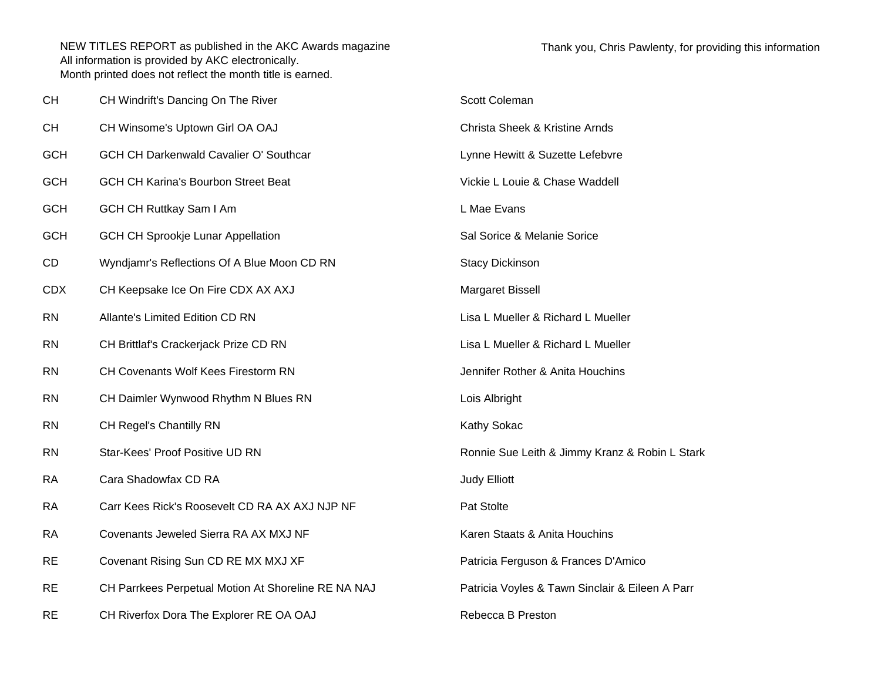NEW TITLES REPORT as published in the AKC Awards magazine
All information is provided by AKC electronically.
Month printed does not reflect the month title is earned.

Thank you, Chris Pawlenty, for providing this information

| | | |
|---|---|---|
| CH | CH Windrift's Dancing On The River | Scott Coleman |
| CH | CH Winsome's Uptown Girl OA OAJ | Christa Sheek & Kristine Arnds |
| GCH | GCH CH Darkenwald Cavalier O' Southcar | Lynne Hewitt & Suzette Lefebvre |
| GCH | GCH CH Karina's Bourbon Street Beat | Vickie L Louie & Chase Waddell |
| GCH | GCH CH Ruttkay Sam I Am | L Mae Evans |
| GCH | GCH CH Sprookje Lunar Appellation | Sal Sorice & Melanie Sorice |
| CD | Wyndjamr's Reflections Of A Blue Moon CD RN | Stacy Dickinson |
| CDX | CH Keepsake Ice On Fire CDX AX AXJ | Margaret Bissell |
| RN | Allante's Limited Edition CD RN | Lisa L Mueller & Richard L Mueller |
| RN | CH Brittlaf's Crackerjack Prize CD RN | Lisa L Mueller & Richard L Mueller |
| RN | CH Covenants Wolf Kees Firestorm RN | Jennifer Rother & Anita Houchins |
| RN | CH Daimler Wynwood Rhythm N Blues RN | Lois Albright |
| RN | CH Regel's Chantilly RN | Kathy Sokac |
| RN | Star-Kees' Proof Positive UD RN | Ronnie Sue Leith & Jimmy Kranz & Robin L Stark |
| RA | Cara Shadowfax CD RA | Judy Elliott |
| RA | Carr Kees Rick's Roosevelt CD RA AX AXJ NJP NF | Pat Stolte |
| RA | Covenants Jeweled Sierra RA AX MXJ NF | Karen Staats & Anita Houchins |
| RE | Covenant Rising Sun CD RE MX MXJ XF | Patricia Ferguson & Frances D'Amico |
| RE | CH Parrkees Perpetual Motion At Shoreline RE NA NAJ | Patricia Voyles & Tawn Sinclair & Eileen A Parr |
| RE | CH Riverfox Dora The Explorer RE OA OAJ | Rebecca B Preston |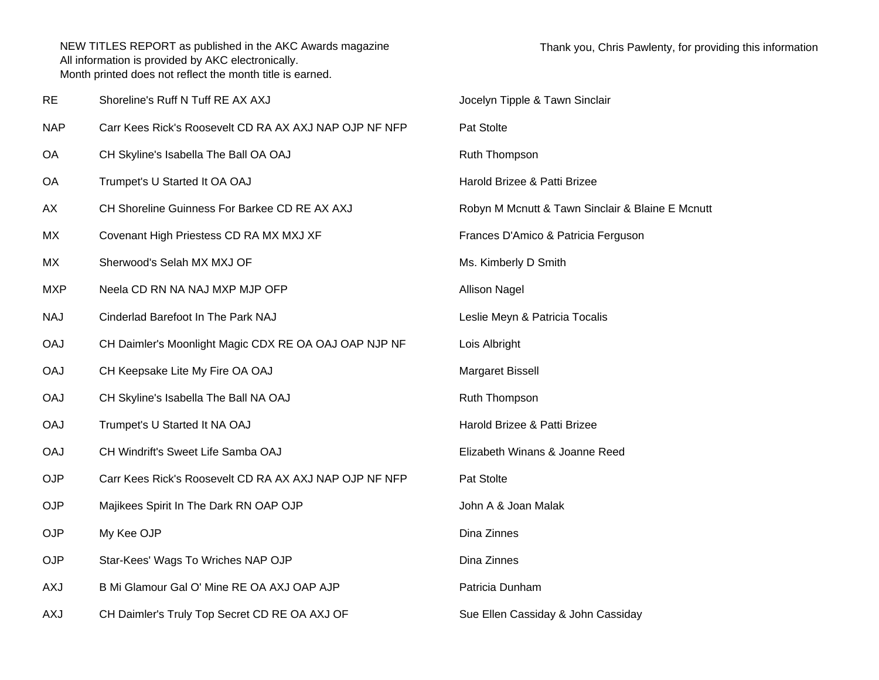NEW TITLES REPORT as published in the AKC Awards magazine
All information is provided by AKC electronically.
Month printed does not reflect the month title is earned.

Thank you, Chris Pawlenty, for providing this information

| | | |
|---|---|---|
| RE | Shoreline's Ruff N Tuff RE AX AXJ | Jocelyn Tipple & Tawn Sinclair |
| NAP | Carr Kees Rick's Roosevelt CD RA AX AXJ NAP OJP NF NFP | Pat Stolte |
| OA | CH Skyline's Isabella The Ball OA OAJ | Ruth Thompson |
| OA | Trumpet's U Started It OA OAJ | Harold Brizee & Patti Brizee |
| AX | CH Shoreline Guinness For Barkee CD RE AX AXJ | Robyn M Mcnutt & Tawn Sinclair & Blaine E Mcnutt |
| MX | Covenant High Priestess CD RA MX MXJ XF | Frances D'Amico & Patricia Ferguson |
| MX | Sherwood's Selah MX MXJ OF | Ms. Kimberly D Smith |
| MXP | Neela CD RN NA NAJ MXP MJP OFP | Allison Nagel |
| NAJ | Cinderlad Barefoot In The Park NAJ | Leslie Meyn & Patricia Tocalis |
| OAJ | CH Daimler's Moonlight Magic CDX RE OA OAJ OAP NJP NF | Lois Albright |
| OAJ | CH Keepsake Lite My Fire OA OAJ | Margaret Bissell |
| OAJ | CH Skyline's Isabella The Ball NA OAJ | Ruth Thompson |
| OAJ | Trumpet's U Started It NA OAJ | Harold Brizee & Patti Brizee |
| OAJ | CH Windrift's Sweet Life Samba OAJ | Elizabeth Winans & Joanne Reed |
| OJP | Carr Kees Rick's Roosevelt CD RA AX AXJ NAP OJP NF NFP | Pat Stolte |
| OJP | Majikees Spirit In The Dark RN OAP OJP | John A & Joan Malak |
| OJP | My Kee OJP | Dina Zinnes |
| OJP | Star-Kees' Wags To Wriches NAP OJP | Dina Zinnes |
| AXJ | B Mi Glamour Gal O' Mine RE OA AXJ OAP AJP | Patricia Dunham |
| AXJ | CH Daimler's Truly Top Secret CD RE OA AXJ OF | Sue Ellen Cassiday & John Cassiday |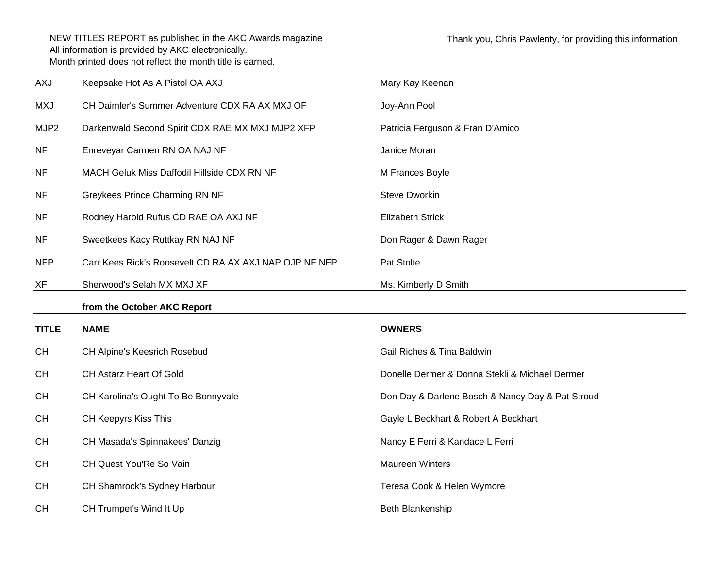NEW TITLES REPORT as published in the AKC Awards magazine
All information is provided by AKC electronically.
Month printed does not reflect the month title is earned.

Thank you, Chris Pawlenty, for providing this information

| | | |
|---|---|---|
| AXJ | Keepsake Hot As A Pistol OA AXJ | Mary Kay Keenan |
| MXJ | CH Daimler's Summer Adventure CDX RA AX MXJ OF | Joy-Ann Pool |
| MJP2 | Darkenwald Second Spirit CDX RAE MX MXJ MJP2 XFP | Patricia Ferguson & Fran D'Amico |
| NF | Enreveyar Carmen RN OA NAJ NF | Janice Moran |
| NF | MACH Geluk Miss Daffodil Hillside CDX RN NF | M Frances Boyle |
| NF | Greykees Prince Charming RN NF | Steve Dworkin |
| NF | Rodney Harold Rufus CD RAE OA AXJ NF | Elizabeth Strick |
| NF | Sweetkees Kacy Ruttkay RN NAJ NF | Don Rager & Dawn Rager |
| NFP | Carr Kees Rick's Roosevelt CD RA AX AXJ NAP OJP NF NFP | Pat Stolte |
| XF | Sherwood's Selah MX MXJ XF | Ms. Kimberly D Smith |

**from the October AKC Report**

| TITLE | NAME | OWNERS |
|---|---|---|
| CH | CH Alpine's Keesrich Rosebud | Gail Riches & Tina Baldwin |
| CH | CH Astarz Heart Of Gold | Donelle Dermer & Donna Stekli & Michael Dermer |
| CH | CH Karolina's Ought To Be Bonnyvale | Don Day & Darlene Bosch & Nancy Day & Pat Stroud |
| CH | CH Keepyrs Kiss This | Gayle L Beckhart & Robert A Beckhart |
| CH | CH Masada's Spinnakees' Danzig | Nancy E Ferri & Kandace L Ferri |
| CH | CH Quest You'Re So Vain | Maureen Winters |
| CH | CH Shamrock's Sydney Harbour | Teresa Cook & Helen Wymore |
| CH | CH Trumpet's Wind It Up | Beth Blankenship |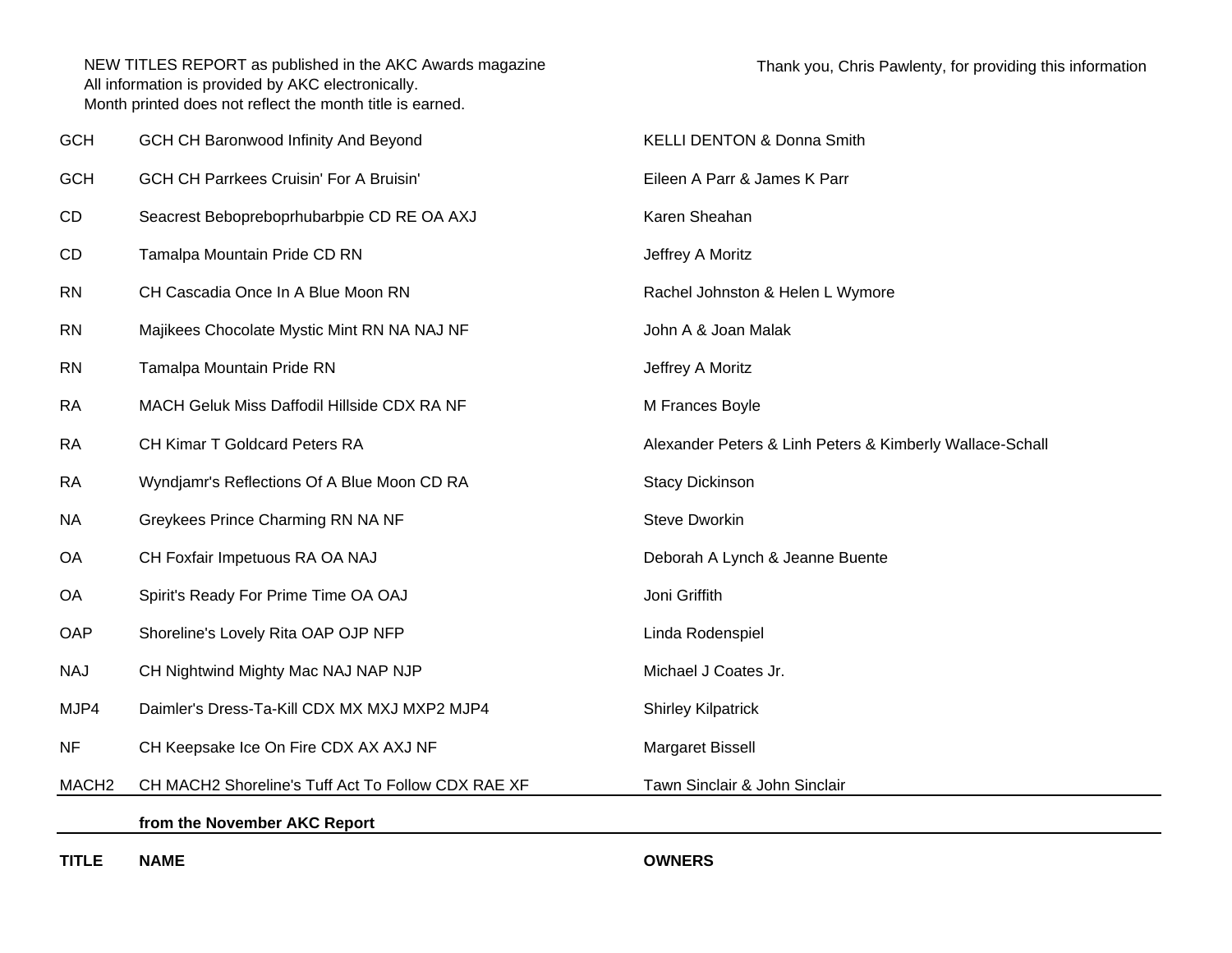NEW TITLES REPORT as published in the AKC Awards magazine
All information is provided by AKC electronically.
Month printed does not reflect the month title is earned.

Thank you, Chris Pawlenty, for providing this information

| TITLE | NAME | OWNERS |
|---|---|---|
| | **from the November AKC Report** | |
| GCH | GCH CH Baronwood Infinity And Beyond | KELLI DENTON & Donna Smith |
| GCH | GCH CH Parrkees Cruisin' For A Bruisin' | Eileen A Parr & James K Parr |
| CD | Seacrest Bebopreboprhubarbpie CD RE OA AXJ | Karen Sheahan |
| CD | Tamalpa Mountain Pride CD RN | Jeffrey A Moritz |
| RN | CH Cascadia Once In A Blue Moon RN | Rachel Johnston & Helen L Wymore |
| RN | Majikees Chocolate Mystic Mint RN NA NAJ NF | John A & Joan Malak |
| RN | Tamalpa Mountain Pride RN | Jeffrey A Moritz |
| RA | MACH Geluk Miss Daffodil Hillside CDX RA NF | M Frances Boyle |
| RA | CH Kimar T Goldcard Peters RA | Alexander Peters & Linh Peters & Kimberly Wallace-Schall |
| RA | Wyndjamr's Reflections Of A Blue Moon CD RA | Stacy Dickinson |
| NA | Greykees Prince Charming RN NA NF | Steve Dworkin |
| OA | CH Foxfair Impetuous RA OA NAJ | Deborah A Lynch & Jeanne Buente |
| OA | Spirit's Ready For Prime Time OA OAJ | Joni Griffith |
| OAP | Shoreline's Lovely Rita OAP OJP NFP | Linda Rodenspiel |
| NAJ | CH Nightwind Mighty Mac NAJ NAP NJP | Michael J Coates Jr. |
| MJP4 | Daimler's Dress-Ta-Kill CDX MX MXJ MXP2 MJP4 | Shirley Kilpatrick |
| NF | CH Keepsake Ice On Fire CDX AX AXJ NF | Margaret Bissell |
| MACH2 | CH MACH2 Shoreline's Tuff Act To Follow CDX RAE XF | Tawn Sinclair & John Sinclair |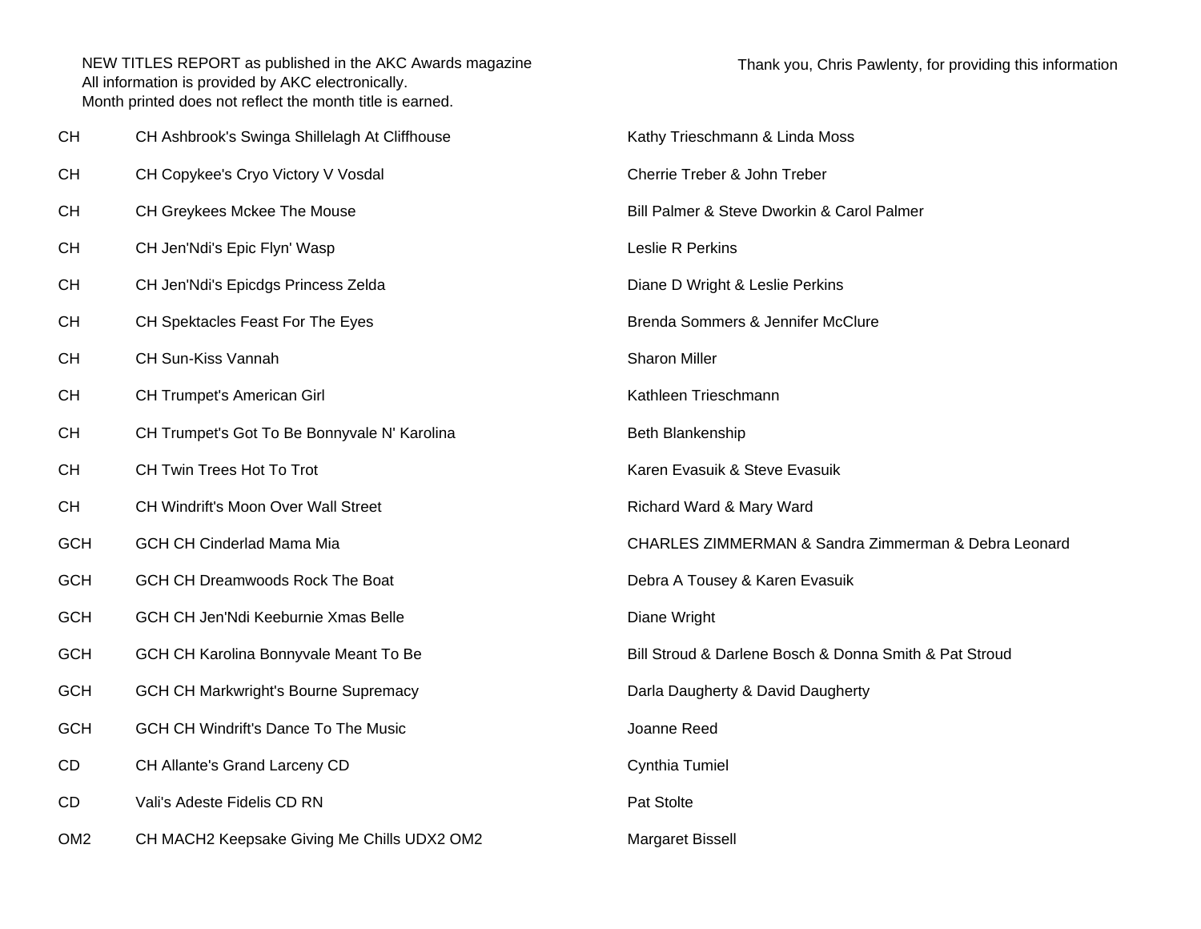NEW TITLES REPORT as published in the AKC Awards magazine
All information is provided by AKC electronically.
Month printed does not reflect the month title is earned.

Thank you, Chris Pawlenty, for providing this information

| | | |
|---|---|---|
| CH | CH Ashbrook's Swinga Shillelagh At Cliffhouse | Kathy Trieschmann & Linda Moss |
| CH | CH Copykee's Cryo Victory V Vosdal | Cherrie Treber & John Treber |
| CH | CH Greykees Mckee The Mouse | Bill Palmer & Steve Dworkin & Carol Palmer |
| CH | CH Jen'Ndi's Epic Flyn' Wasp | Leslie R Perkins |
| CH | CH Jen'Ndi's Epicdgs Princess Zelda | Diane D Wright & Leslie Perkins |
| CH | CH Spektacles Feast For The Eyes | Brenda Sommers & Jennifer McClure |
| CH | CH Sun-Kiss Vannah | Sharon Miller |
| CH | CH Trumpet's American Girl | Kathleen Trieschmann |
| CH | CH Trumpet's Got To Be Bonnyvale N' Karolina | Beth Blankenship |
| CH | CH Twin Trees Hot To Trot | Karen Evasuik & Steve Evasuik |
| CH | CH Windrift's Moon Over Wall Street | Richard Ward & Mary Ward |
| GCH | GCH CH Cinderlad Mama Mia | CHARLES ZIMMERMAN & Sandra Zimmerman & Debra Leonard |
| GCH | GCH CH Dreamwoods Rock The Boat | Debra A Tousey & Karen Evasuik |
| GCH | GCH CH Jen'Ndi Keeburnie Xmas Belle | Diane Wright |
| GCH | GCH CH Karolina Bonnyvale Meant To Be | Bill Stroud & Darlene Bosch & Donna Smith & Pat Stroud |
| GCH | GCH CH Markwright's Bourne Supremacy | Darla Daugherty & David Daugherty |
| GCH | GCH CH Windrift's Dance To The Music | Joanne Reed |
| CD | CH Allante's Grand Larceny CD | Cynthia Tumiel |
| CD | Vali's Adeste Fidelis CD RN | Pat Stolte |
| OM2 | CH MACH2 Keepsake Giving Me Chills UDX2 OM2 | Margaret Bissell |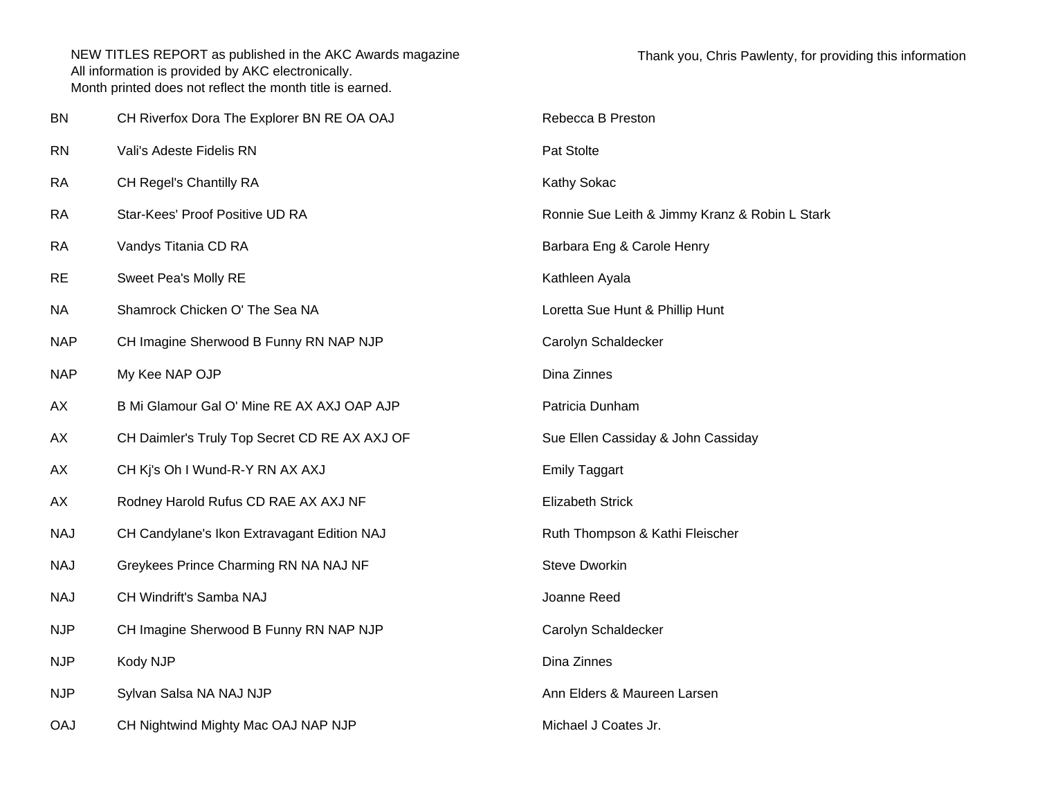NEW TITLES REPORT as published in the AKC Awards magazine
All information is provided by AKC electronically.
Month printed does not reflect the month title is earned.

Thank you, Chris Pawlenty, for providing this information

| | | |
|---|---|---|
| BN | CH Riverfox Dora The Explorer BN RE OA OAJ | Rebecca B Preston |
| RN | Vali's Adeste Fidelis RN | Pat Stolte |
| RA | CH Regel's Chantilly RA | Kathy Sokac |
| RA | Star-Kees' Proof Positive UD RA | Ronnie Sue Leith & Jimmy Kranz & Robin L Stark |
| RA | Vandys Titania CD RA | Barbara Eng & Carole Henry |
| RE | Sweet Pea's Molly RE | Kathleen Ayala |
| NA | Shamrock Chicken O' The Sea NA | Loretta Sue Hunt & Phillip Hunt |
| NAP | CH Imagine Sherwood B Funny RN NAP NJP | Carolyn Schaldecker |
| NAP | My Kee NAP OJP | Dina Zinnes |
| AX | B Mi Glamour Gal O' Mine RE AX AXJ OAP AJP | Patricia Dunham |
| AX | CH Daimler's Truly Top Secret CD RE AX AXJ OF | Sue Ellen Cassiday & John Cassiday |
| AX | CH Kj's Oh I Wund-R-Y RN AX AXJ | Emily Taggart |
| AX | Rodney Harold Rufus CD RAE AX AXJ NF | Elizabeth Strick |
| NAJ | CH Candylane's Ikon Extravagant Edition NAJ | Ruth Thompson & Kathi Fleischer |
| NAJ | Greykees Prince Charming RN NA NAJ NF | Steve Dworkin |
| NAJ | CH Windrift's Samba NAJ | Joanne Reed |
| NJP | CH Imagine Sherwood B Funny RN NAP NJP | Carolyn Schaldecker |
| NJP | Kody NJP | Dina Zinnes |
| NJP | Sylvan Salsa NA NAJ NJP | Ann Elders & Maureen Larsen |
| OAJ | CH Nightwind Mighty Mac OAJ NAP NJP | Michael J Coates Jr. |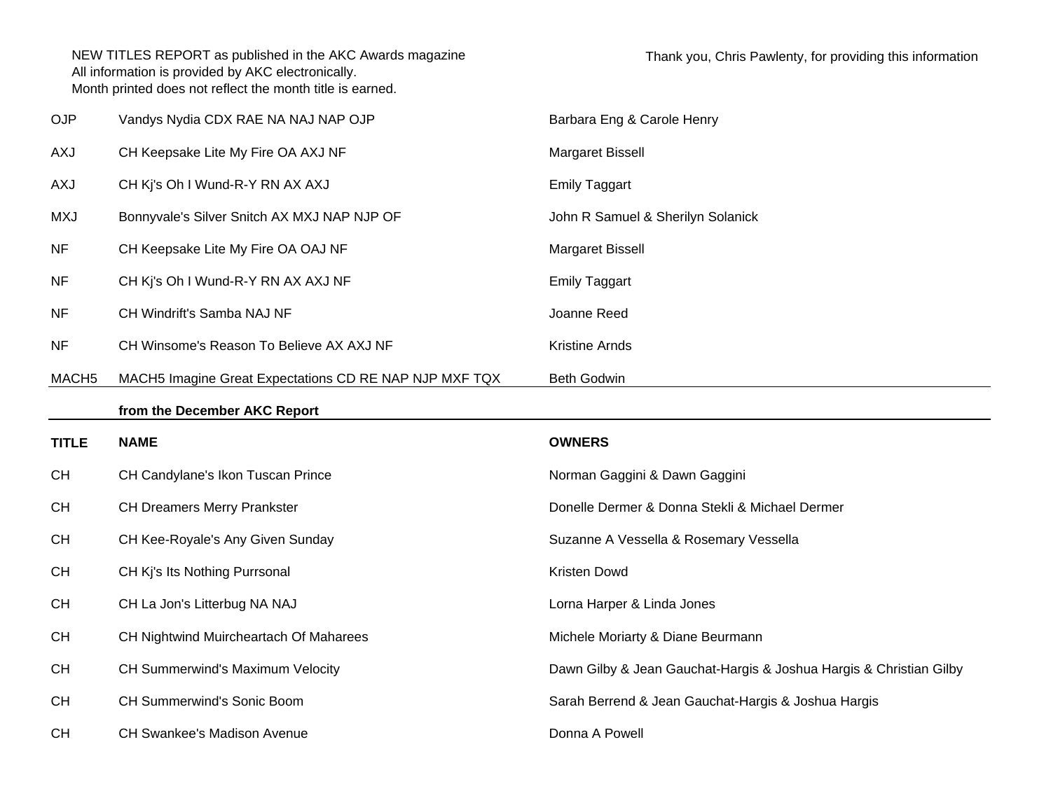NEW TITLES REPORT as published in the AKC Awards magazine
All information is provided by AKC electronically.
Month printed does not reflect the month title is earned.

Thank you, Chris Pawlenty, for providing this information

| | | |
|---|---|---|
| OJP | Vandys Nydia CDX RAE NA NAJ NAP OJP | Barbara Eng & Carole Henry |
| AXJ | CH Keepsake Lite My Fire OA AXJ NF | Margaret Bissell |
| AXJ | CH Kj's Oh I Wund-R-Y RN AX AXJ | Emily Taggart |
| MXJ | Bonnyvale's Silver Snitch AX MXJ NAP NJP OF | John R Samuel & Sherilyn Solanick |
| NF | CH Keepsake Lite My Fire OA OAJ NF | Margaret Bissell |
| NF | CH Kj's Oh I Wund-R-Y RN AX AXJ NF | Emily Taggart |
| NF | CH Windrift's Samba NAJ NF | Joanne Reed |
| NF | CH Winsome's Reason To Believe AX AXJ NF | Kristine Arnds |
| MACH5 | MACH5 Imagine Great Expectations CD RE NAP NJP MXF TQX | Beth Godwin |

**from the December AKC Report**

| TITLE | NAME | OWNERS |
|---|---|---|
| CH | CH Candylane's Ikon Tuscan Prince | Norman Gaggini & Dawn Gaggini |
| CH | CH Dreamers Merry Prankster | Donelle Dermer & Donna Stekli & Michael Dermer |
| CH | CH Kee-Royale's Any Given Sunday | Suzanne A Vessella & Rosemary Vessella |
| CH | CH Kj's Its Nothing Purrsonal | Kristen Dowd |
| CH | CH La Jon's Litterbug NA NAJ | Lorna Harper & Linda Jones |
| CH | CH Nightwind Muircheartach Of Maharees | Michele Moriarty & Diane Beurmann |
| CH | CH Summerwind's Maximum Velocity | Dawn Gilby & Jean Gauchat-Hargis & Joshua Hargis & Christian Gilby |
| CH | CH Summerwind's Sonic Boom | Sarah Berrend & Jean Gauchat-Hargis & Joshua Hargis |
| CH | CH Swankee's Madison Avenue | Donna A Powell |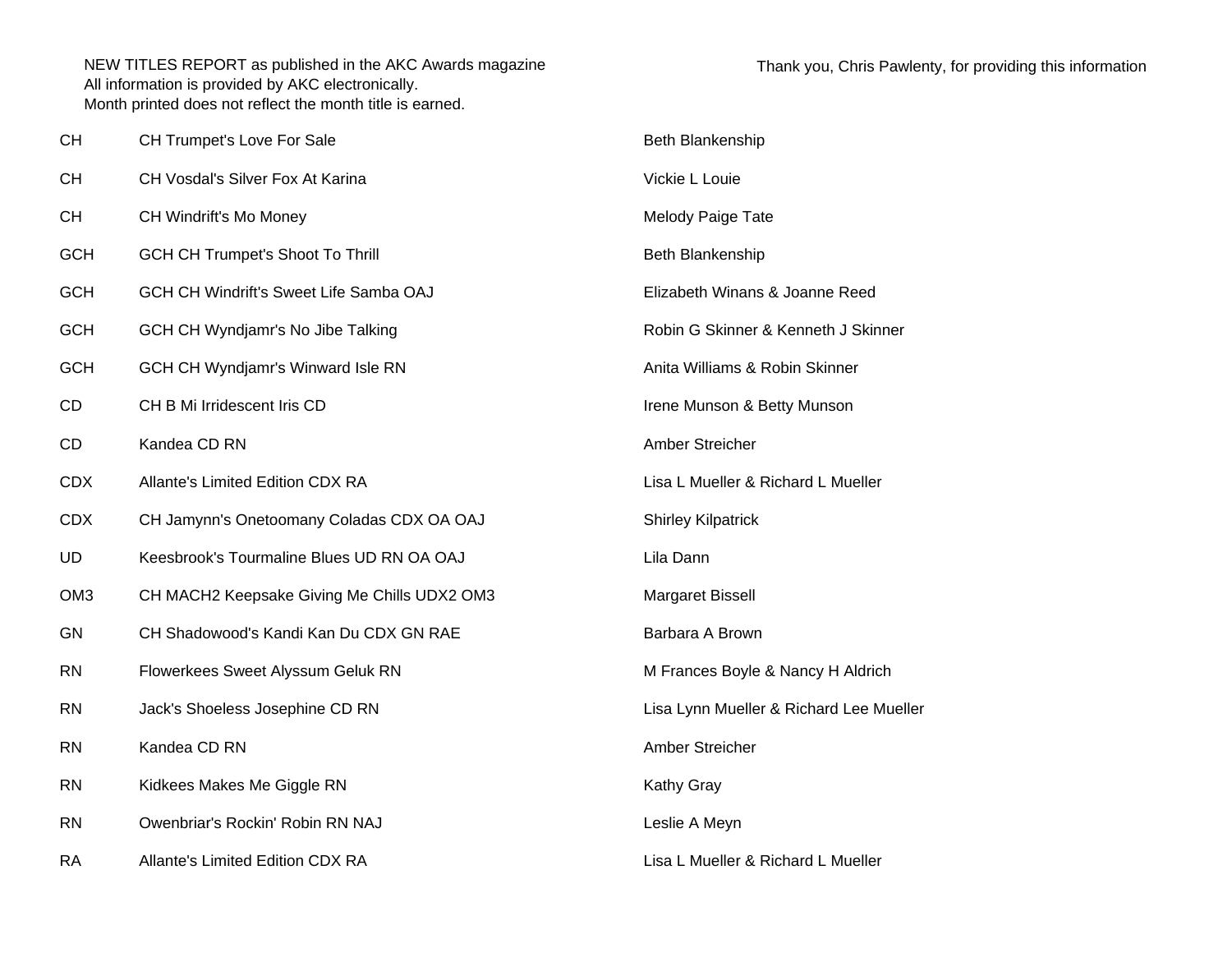NEW TITLES REPORT as published in the AKC Awards magazine
All information is provided by AKC electronically.
Month printed does not reflect the month title is earned.

Thank you, Chris Pawlenty, for providing this information

| | | |
|---|---|---|
| CH | CH Trumpet's Love For Sale | Beth Blankenship |
| CH | CH Vosdal's Silver Fox At Karina | Vickie L Louie |
| CH | CH Windrift's Mo Money | Melody Paige Tate |
| GCH | GCH CH Trumpet's Shoot To Thrill | Beth Blankenship |
| GCH | GCH CH Windrift's Sweet Life Samba OAJ | Elizabeth Winans & Joanne Reed |
| GCH | GCH CH Wyndjamr's No Jibe Talking | Robin G Skinner & Kenneth J Skinner |
| GCH | GCH CH Wyndjamr's Winward Isle RN | Anita Williams & Robin Skinner |
| CD | CH B Mi Irridescent Iris CD | Irene Munson & Betty Munson |
| CD | Kandea CD RN | Amber Streicher |
| CDX | Allante's Limited Edition CDX RA | Lisa L Mueller & Richard L Mueller |
| CDX | CH Jamynn's Onetoomany Coladas CDX OA OAJ | Shirley Kilpatrick |
| UD | Keesbrook's Tourmaline Blues UD RN OA OAJ | Lila Dann |
| OM3 | CH MACH2 Keepsake Giving Me Chills UDX2 OM3 | Margaret Bissell |
| GN | CH Shadowood's Kandi Kan Du CDX GN RAE | Barbara A Brown |
| RN | Flowerkees Sweet Alyssum Geluk RN | M Frances Boyle & Nancy H Aldrich |
| RN | Jack's Shoeless Josephine CD RN | Lisa Lynn Mueller & Richard Lee Mueller |
| RN | Kandea CD RN | Amber Streicher |
| RN | Kidkees Makes Me Giggle RN | Kathy Gray |
| RN | Owenbriar's Rockin' Robin RN NAJ | Leslie A Meyn |
| RA | Allante's Limited Edition CDX RA | Lisa L Mueller & Richard L Mueller |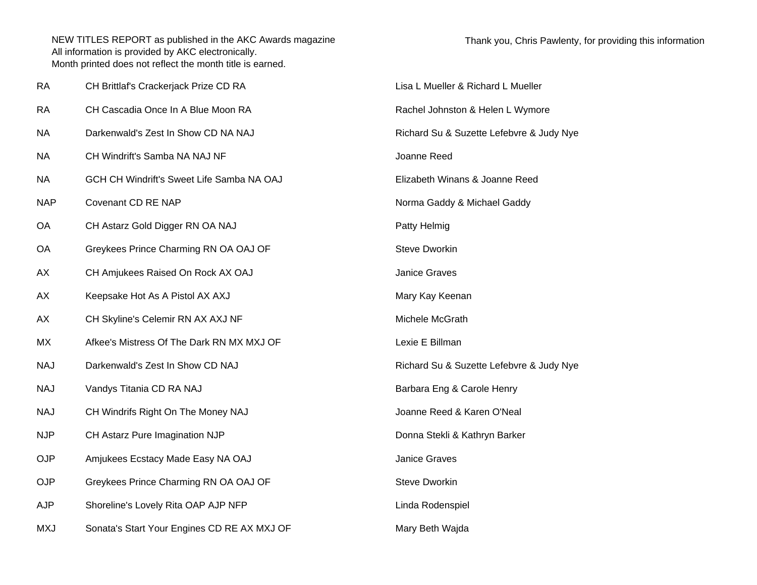NEW TITLES REPORT as published in the AKC Awards magazine
All information is provided by AKC electronically.
Month printed does not reflect the month title is earned.

Thank you, Chris Pawlenty, for providing this information

| Title | Dog | Owner(s) |
|---|---|---|
| RA | CH Brittlaf's Crackerjack Prize CD RA | Lisa L Mueller & Richard L Mueller |
| RA | CH Cascadia Once In A Blue Moon RA | Rachel Johnston & Helen L Wymore |
| NA | Darkenwald's Zest In Show CD NA NAJ | Richard Su & Suzette Lefebvre & Judy Nye |
| NA | CH Windrift's Samba NA NAJ NF | Joanne Reed |
| NA | GCH CH Windrift's Sweet Life Samba NA OAJ | Elizabeth Winans & Joanne Reed |
| NAP | Covenant CD RE NAP | Norma Gaddy & Michael Gaddy |
| OA | CH Astarz Gold Digger RN OA NAJ | Patty Helmig |
| OA | Greykees Prince Charming RN OA OAJ OF | Steve Dworkin |
| AX | CH Amjukees Raised On Rock AX OAJ | Janice Graves |
| AX | Keepsake Hot As A Pistol AX AXJ | Mary Kay Keenan |
| AX | CH Skyline's Celemir RN AX AXJ NF | Michele McGrath |
| MX | Afkee's Mistress Of The Dark RN MX MXJ OF | Lexie E Billman |
| NAJ | Darkenwald's Zest In Show CD NAJ | Richard Su & Suzette Lefebvre & Judy Nye |
| NAJ | Vandys Titania CD RA NAJ | Barbara Eng & Carole Henry |
| NAJ | CH Windrifs Right On The Money NAJ | Joanne Reed & Karen O'Neal |
| NJP | CH Astarz Pure Imagination NJP | Donna Stekli & Kathryn Barker |
| OJP | Amjukees Ecstacy Made Easy NA OAJ | Janice Graves |
| OJP | Greykees Prince Charming RN OA OAJ OF | Steve Dworkin |
| AJP | Shoreline's Lovely Rita OAP AJP NFP | Linda Rodenspiel |
| MXJ | Sonata's Start Your Engines CD RE AX MXJ OF | Mary Beth Wajda |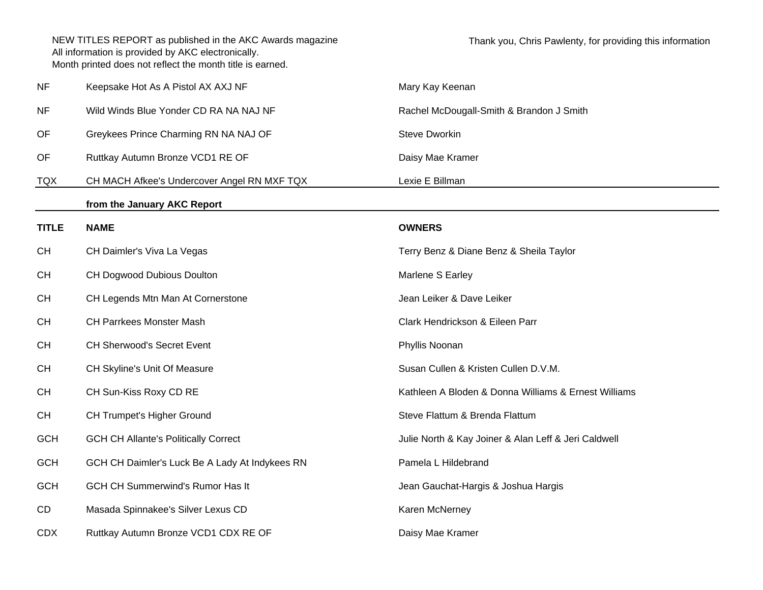NEW TITLES REPORT as published in the AKC Awards magazine
All information is provided by AKC electronically.
Month printed does not reflect the month title is earned.

Thank you, Chris Pawlenty, for providing this information

| | | |
|---|---|---|
| NF | Keepsake Hot As A Pistol AX AXJ NF | Mary Kay Keenan |
| NF | Wild Winds Blue Yonder CD RA NA NAJ NF | Rachel McDougall-Smith & Brandon J Smith |
| OF | Greykees Prince Charming RN NA NAJ OF | Steve Dworkin |
| OF | Ruttkay Autumn Bronze VCD1 RE OF | Daisy Mae Kramer |
| TQX | CH MACH Afkee's Undercover Angel RN MXF TQX | Lexie E Billman |

**from the January AKC Report**

| **TITLE** | **NAME** | **OWNERS** |
|---|---|---|
| CH | CH Daimler's Viva La Vegas | Terry Benz & Diane Benz & Sheila Taylor |
| CH | CH Dogwood Dubious Doulton | Marlene S Earley |
| CH | CH Legends Mtn Man At Cornerstone | Jean Leiker & Dave Leiker |
| CH | CH Parrkees Monster Mash | Clark Hendrickson & Eileen Parr |
| CH | CH Sherwood's Secret Event | Phyllis Noonan |
| CH | CH Skyline's Unit Of Measure | Susan Cullen & Kristen Cullen D.V.M. |
| CH | CH Sun-Kiss Roxy CD RE | Kathleen A Bloden & Donna Williams & Ernest Williams |
| CH | CH Trumpet's Higher Ground | Steve Flattum & Brenda Flattum |
| GCH | GCH CH Allante's Politically Correct | Julie North & Kay Joiner & Alan Leff & Jeri Caldwell |
| GCH | GCH CH Daimler's Luck Be A Lady At Indykees RN | Pamela L Hildebrand |
| GCH | GCH CH Summerwind's Rumor Has It | Jean Gauchat-Hargis & Joshua Hargis |
| CD | Masada Spinnakee's Silver Lexus CD | Karen McNerney |
| CDX | Ruttkay Autumn Bronze VCD1 CDX RE OF | Daisy Mae Kramer |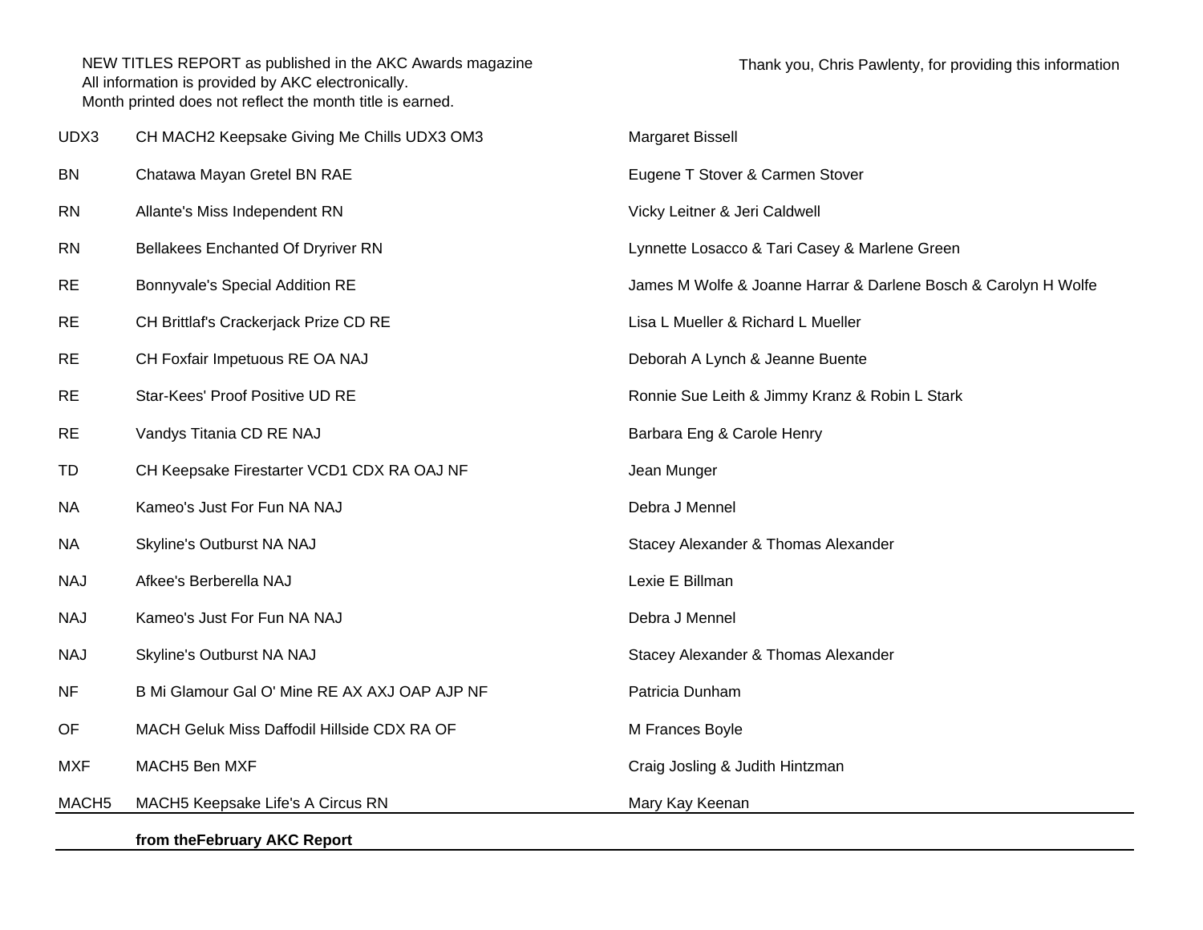NEW TITLES REPORT as published in the AKC Awards magazine
All information is provided by AKC electronically.
Month printed does not reflect the month title is earned.

Thank you, Chris Pawlenty, for providing this information

| | | |
|---|---|---|
| UDX3 | CH MACH2 Keepsake Giving Me Chills UDX3 OM3 | Margaret Bissell |
| BN | Chatawa Mayan Gretel BN RAE | Eugene T Stover & Carmen Stover |
| RN | Allante's Miss Independent RN | Vicky Leitner & Jeri Caldwell |
| RN | Bellakees Enchanted Of Dryriver RN | Lynnette Losacco & Tari Casey & Marlene Green |
| RE | Bonnyvale's Special Addition RE | James M Wolfe & Joanne Harrar & Darlene Bosch & Carolyn H Wolfe |
| RE | CH Brittlaf's Crackerjack Prize CD RE | Lisa L Mueller & Richard L Mueller |
| RE | CH Foxfair Impetuous RE OA NAJ | Deborah A Lynch & Jeanne Buente |
| RE | Star-Kees' Proof Positive UD RE | Ronnie Sue Leith & Jimmy Kranz & Robin L Stark |
| RE | Vandys Titania CD RE NAJ | Barbara Eng & Carole Henry |
| TD | CH Keepsake Firestarter VCD1 CDX RA OAJ NF | Jean Munger |
| NA | Kameo's Just For Fun NA NAJ | Debra J Mennel |
| NA | Skyline's Outburst NA NAJ | Stacey Alexander & Thomas Alexander |
| NAJ | Afkee's Berberella NAJ | Lexie E Billman |
| NAJ | Kameo's Just For Fun NA NAJ | Debra J Mennel |
| NAJ | Skyline's Outburst NA NAJ | Stacey Alexander & Thomas Alexander |
| NF | B Mi Glamour Gal O' Mine RE AX AXJ OAP AJP NF | Patricia Dunham |
| OF | MACH Geluk Miss Daffodil Hillside CDX RA OF | M Frances Boyle |
| MXF | MACH5 Ben MXF | Craig Josling & Judith Hintzman |
| MACH5 | MACH5 Keepsake Life's A Circus RN | Mary Kay Keenan |

**from theFebruary AKC Report**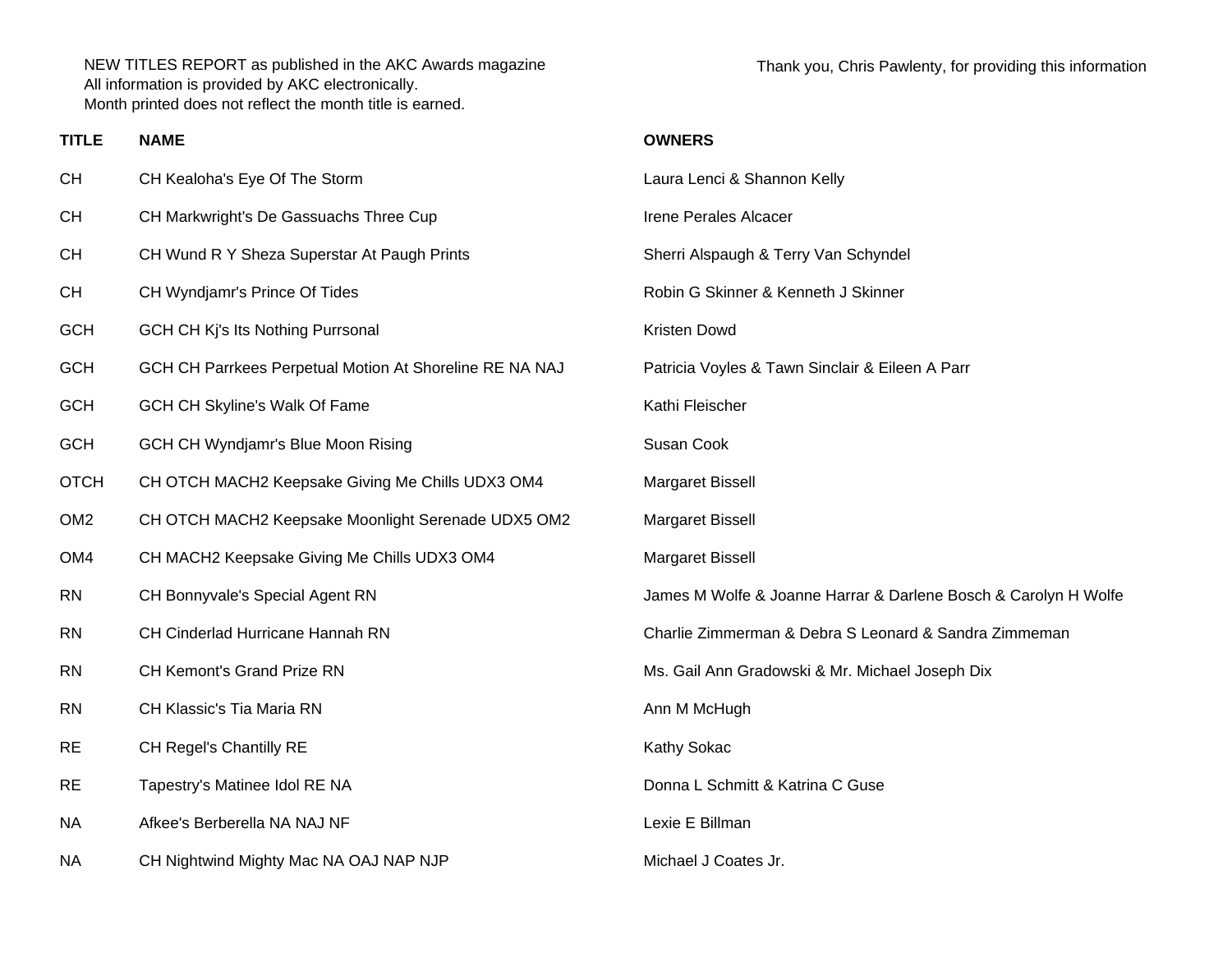NEW TITLES REPORT as published in the AKC Awards magazine
All information is provided by AKC electronically.
Month printed does not reflect the month title is earned.

Thank you, Chris Pawlenty, for providing this information

| TITLE | NAME | OWNERS |
|---|---|---|
| CH | CH Kealoha's Eye Of The Storm | Laura Lenci & Shannon Kelly |
| CH | CH Markwright's De Gassuachs Three Cup | Irene Perales Alcacer |
| CH | CH Wund R Y Sheza Superstar At Paugh Prints | Sherri Alspaugh & Terry Van Schyndel |
| CH | CH Wyndjamr's Prince Of Tides | Robin G Skinner & Kenneth J Skinner |
| GCH | GCH CH Kj's Its Nothing Purrsonal | Kristen Dowd |
| GCH | GCH CH Parrkees Perpetual Motion At Shoreline RE NA NAJ | Patricia Voyles & Tawn Sinclair & Eileen A Parr |
| GCH | GCH CH Skyline's Walk Of Fame | Kathi Fleischer |
| GCH | GCH CH Wyndjamr's Blue Moon Rising | Susan Cook |
| OTCH | CH OTCH MACH2 Keepsake Giving Me Chills UDX3 OM4 | Margaret Bissell |
| OM2 | CH OTCH MACH2 Keepsake Moonlight Serenade UDX5 OM2 | Margaret Bissell |
| OM4 | CH MACH2 Keepsake Giving Me Chills UDX3 OM4 | Margaret Bissell |
| RN | CH Bonnyvale's Special Agent RN | James M Wolfe & Joanne Harrar & Darlene Bosch & Carolyn H Wolfe |
| RN | CH Cinderlad Hurricane Hannah RN | Charlie Zimmerman & Debra S Leonard & Sandra Zimmeman |
| RN | CH Kemont's Grand Prize RN | Ms. Gail Ann Gradowski & Mr. Michael Joseph Dix |
| RN | CH Klassic's Tia Maria RN | Ann M McHugh |
| RE | CH Regel's Chantilly RE | Kathy Sokac |
| RE | Tapestry's Matinee Idol RE NA | Donna L Schmitt & Katrina C Guse |
| NA | Afkee's Berberella NA NAJ NF | Lexie E Billman |
| NA | CH Nightwind Mighty Mac NA OAJ NAP NJP | Michael J Coates Jr. |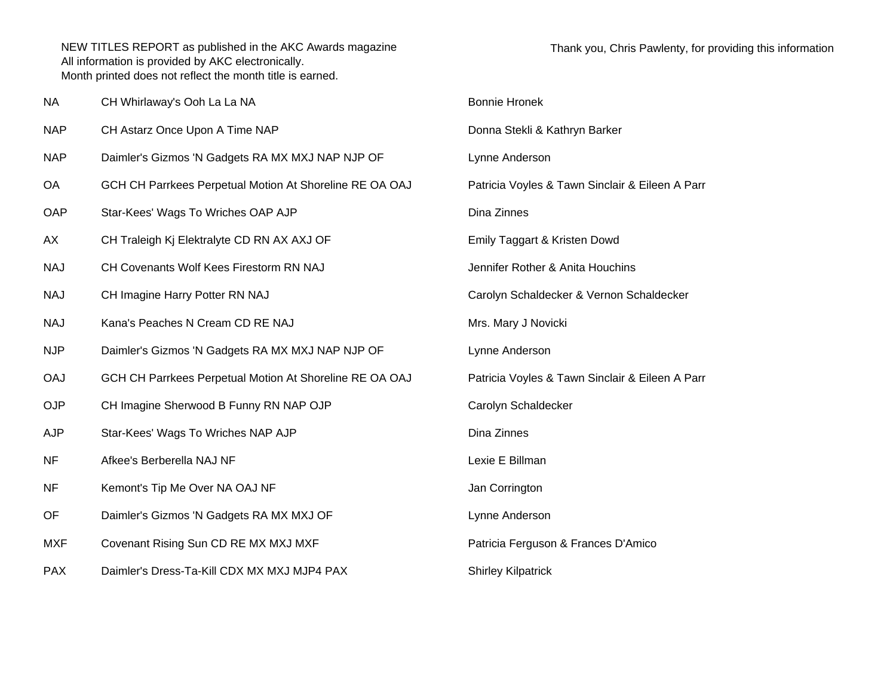NEW TITLES REPORT as published in the AKC Awards magazine
All information is provided by AKC electronically.
Month printed does not reflect the month title is earned.

Thank you, Chris Pawlenty, for providing this information

| | | |
|---|---|---|
| NA | CH Whirlaway's Ooh La La NA | Bonnie Hronek |
| NAP | CH Astarz Once Upon A Time NAP | Donna Stekli & Kathryn Barker |
| NAP | Daimler's Gizmos 'N Gadgets RA MX MXJ NAP NJP OF | Lynne Anderson |
| OA | GCH CH Parrkees Perpetual Motion At Shoreline RE OA OAJ | Patricia Voyles & Tawn Sinclair & Eileen A Parr |
| OAP | Star-Kees' Wags To Wriches OAP AJP | Dina Zinnes |
| AX | CH Traleigh Kj Elektralyte CD RN AX AXJ OF | Emily Taggart & Kristen Dowd |
| NAJ | CH Covenants Wolf Kees Firestorm RN NAJ | Jennifer Rother & Anita Houchins |
| NAJ | CH Imagine Harry Potter RN NAJ | Carolyn Schaldecker & Vernon Schaldecker |
| NAJ | Kana's Peaches N Cream CD RE NAJ | Mrs. Mary J Novicki |
| NJP | Daimler's Gizmos 'N Gadgets RA MX MXJ NAP NJP OF | Lynne Anderson |
| OAJ | GCH CH Parrkees Perpetual Motion At Shoreline RE OA OAJ | Patricia Voyles & Tawn Sinclair & Eileen A Parr |
| OJP | CH Imagine Sherwood B Funny RN NAP OJP | Carolyn Schaldecker |
| AJP | Star-Kees' Wags To Wriches NAP AJP | Dina Zinnes |
| NF | Afkee's Berberella NAJ NF | Lexie E Billman |
| NF | Kemont's Tip Me Over NA OAJ NF | Jan Corrington |
| OF | Daimler's Gizmos 'N Gadgets RA MX MXJ OF | Lynne Anderson |
| MXF | Covenant Rising Sun CD RE MX MXJ MXF | Patricia Ferguson & Frances D'Amico |
| PAX | Daimler's Dress-Ta-Kill CDX MX MXJ MJP4 PAX | Shirley Kilpatrick |